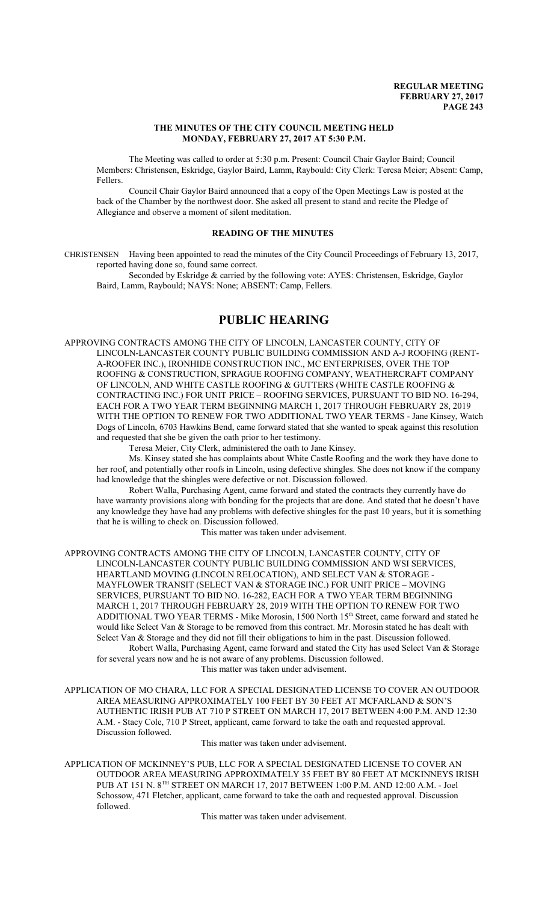### THE MINUTES OF THE CITY COUNCIL MEETING HELD MONDAY, FEBRUARY 27, 2017 AT 5:30 P.M.

The Meeting was called to order at 5:30 p.m. Present: Council Chair Gaylor Baird; Council Members: Christensen, Eskridge, Gaylor Baird, Lamm, Raybould: City Clerk: Teresa Meier; Absent: Camp, Fellers.

Council Chair Gaylor Baird announced that a copy of the Open Meetings Law is posted at the back of the Chamber by the northwest door. She asked all present to stand and recite the Pledge of Allegiance and observe a moment of silent meditation.

### READING OF THE MINUTES

CHRISTENSEN Having been appointed to read the minutes of the City Council Proceedings of February 13, 2017, reported having done so, found same correct.

Seconded by Eskridge & carried by the following vote: AYES: Christensen, Eskridge, Gaylor Baird, Lamm, Raybould; NAYS: None; ABSENT: Camp, Fellers.

# PUBLIC HEARING

APPROVING CONTRACTS AMONG THE CITY OF LINCOLN, LANCASTER COUNTY, CITY OF LINCOLN-LANCASTER COUNTY PUBLIC BUILDING COMMISSION AND A-J ROOFING (RENT-A-ROOFER INC.), IRONHIDE CONSTRUCTION INC., MC ENTERPRISES, OVER THE TOP ROOFING & CONSTRUCTION, SPRAGUE ROOFING COMPANY, WEATHERCRAFT COMPANY OF LINCOLN, AND WHITE CASTLE ROOFING & GUTTERS (WHITE CASTLE ROOFING & CONTRACTING INC.) FOR UNIT PRICE – ROOFING SERVICES, PURSUANT TO BID NO. 16-294, EACH FOR A TWO YEAR TERM BEGINNING MARCH 1, 2017 THROUGH FEBRUARY 28, 2019 WITH THE OPTION TO RENEW FOR TWO ADDITIONAL TWO YEAR TERMS - Jane Kinsey, Watch Dogs of Lincoln, 6703 Hawkins Bend, came forward stated that she wanted to speak against this resolution and requested that she be given the oath prior to her testimony.

Teresa Meier, City Clerk, administered the oath to Jane Kinsey.

Ms. Kinsey stated she has complaints about White Castle Roofing and the work they have done to her roof, and potentially other roofs in Lincoln, using defective shingles. She does not know if the company had knowledge that the shingles were defective or not. Discussion followed.

Robert Walla, Purchasing Agent, came forward and stated the contracts they currently have do have warranty provisions along with bonding for the projects that are done. And stated that he doesn't have any knowledge they have had any problems with defective shingles for the past 10 years, but it is something that he is willing to check on. Discussion followed.

This matter was taken under advisement.

APPROVING CONTRACTS AMONG THE CITY OF LINCOLN, LANCASTER COUNTY, CITY OF LINCOLN-LANCASTER COUNTY PUBLIC BUILDING COMMISSION AND WSI SERVICES, HEARTLAND MOVING (LINCOLN RELOCATION), AND SELECT VAN & STORAGE - MAYFLOWER TRANSIT (SELECT VAN & STORAGE INC.) FOR UNIT PRICE – MOVING SERVICES, PURSUANT TO BID NO. 16-282, EACH FOR A TWO YEAR TERM BEGINNING MARCH 1, 2017 THROUGH FEBRUARY 28, 2019 WITH THE OPTION TO RENEW FOR TWO ADDITIONAL TWO YEAR TERMS - Mike Morosin, 1500 North 15th Street, came forward and stated he would like Select Van & Storage to be removed from this contract. Mr. Morosin stated he has dealt with Select Van & Storage and they did not fill their obligations to him in the past. Discussion followed.

Robert Walla, Purchasing Agent, came forward and stated the City has used Select Van & Storage for several years now and he is not aware of any problems. Discussion followed.

This matter was taken under advisement.

APPLICATION OF MO CHARA, LLC FOR A SPECIAL DESIGNATED LICENSE TO COVER AN OUTDOOR AREA MEASURING APPROXIMATELY 100 FEET BY 30 FEET AT MCFARLAND & SON'S AUTHENTIC IRISH PUB AT 710 P STREET ON MARCH 17, 2017 BETWEEN 4:00 P.M. AND 12:30 A.M. - Stacy Cole, 710 P Street, applicant, came forward to take the oath and requested approval. Discussion followed.

This matter was taken under advisement.

APPLICATION OF MCKINNEY'S PUB, LLC FOR A SPECIAL DESIGNATED LICENSE TO COVER AN OUTDOOR AREA MEASURING APPROXIMATELY 35 FEET BY 80 FEET AT MCKINNEYS IRISH PUB AT 151 N. 8TH STREET ON MARCH 17, 2017 BETWEEN 1:00 P.M. AND 12:00 A.M. - Joel Schossow, 471 Fletcher, applicant, came forward to take the oath and requested approval. Discussion followed.

This matter was taken under advisement.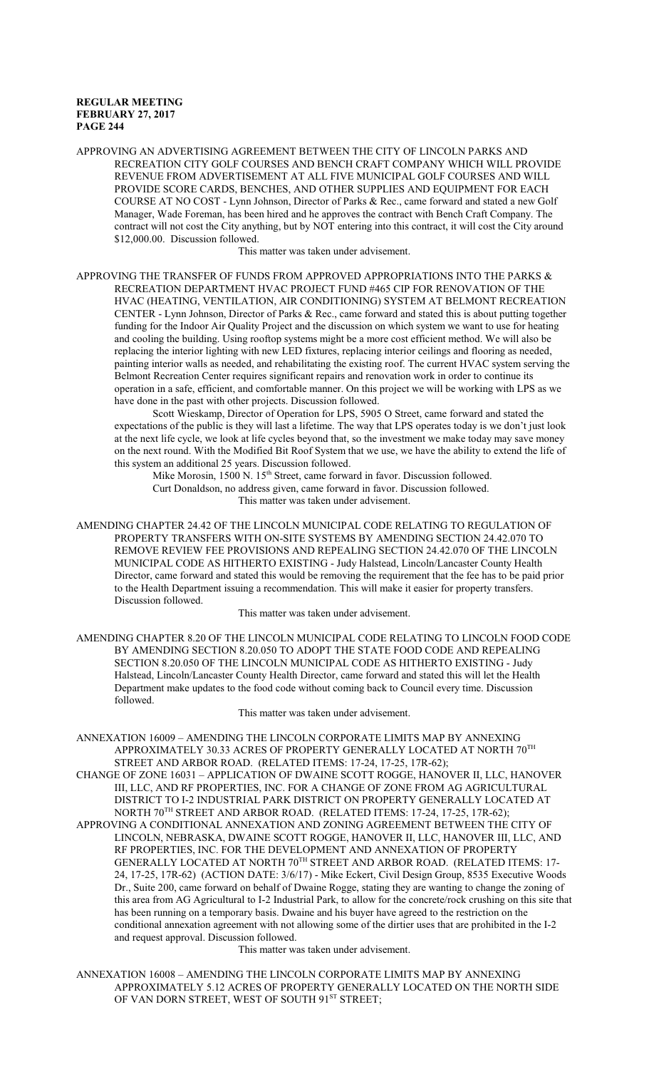APPROVING AN ADVERTISING AGREEMENT BETWEEN THE CITY OF LINCOLN PARKS AND RECREATION CITY GOLF COURSES AND BENCH CRAFT COMPANY WHICH WILL PROVIDE REVENUE FROM ADVERTISEMENT AT ALL FIVE MUNICIPAL GOLF COURSES AND WILL PROVIDE SCORE CARDS, BENCHES, AND OTHER SUPPLIES AND EQUIPMENT FOR EACH COURSE AT NO COST - Lynn Johnson, Director of Parks & Rec., came forward and stated a new Golf Manager, Wade Foreman, has been hired and he approves the contract with Bench Craft Company. The contract will not cost the City anything, but by NOT entering into this contract, it will cost the City around $12,000.00. Discussion followed.

This matter was taken under advisement.

APPROVING THE TRANSFER OF FUNDS FROM APPROVED APPROPRIATIONS INTO THE PARKS & RECREATION DEPARTMENT HVAC PROJECT FUND #465 CIP FOR RENOVATION OF THE HVAC (HEATING, VENTILATION, AIR CONDITIONING) SYSTEM AT BELMONT RECREATION CENTER - Lynn Johnson, Director of Parks & Rec., came forward and stated this is about putting together funding for the Indoor Air Quality Project and the discussion on which system we want to use for heating and cooling the building. Using rooftop systems might be a more cost efficient method. We will also be replacing the interior lighting with new LED fixtures, replacing interior ceilings and flooring as needed, painting interior walls as needed, and rehabilitating the existing roof. The current HVAC system serving the Belmont Recreation Center requires significant repairs and renovation work in order to continue its operation in a safe, efficient, and comfortable manner. On this project we will be working with LPS as we have done in the past with other projects. Discussion followed.

Scott Wieskamp, Director of Operation for LPS, 5905 O Street, came forward and stated the expectations of the public is they will last a lifetime. The way that LPS operates today is we don't just look at the next life cycle, we look at life cycles beyond that, so the investment we make today may save money on the next round. With the Modified Bit Roof System that we use, we have the ability to extend the life of this system an additional 25 years. Discussion followed.

Mike Morosin, 1500 N. 15th Street, came forward in favor. Discussion followed.

Curt Donaldson, no address given, came forward in favor. Discussion followed.

This matter was taken under advisement.

AMENDING CHAPTER 24.42 OF THE LINCOLN MUNICIPAL CODE RELATING TO REGULATION OF PROPERTY TRANSFERS WITH ON-SITE SYSTEMS BY AMENDING SECTION 24.42.070 TO REMOVE REVIEW FEE PROVISIONS AND REPEALING SECTION 24.42.070 OF THE LINCOLN MUNICIPAL CODE AS HITHERTO EXISTING - Judy Halstead, Lincoln/Lancaster County Health Director, came forward and stated this would be removing the requirement that the fee has to be paid prior to the Health Department issuing a recommendation. This will make it easier for property transfers. Discussion followed.

This matter was taken under advisement.

AMENDING CHAPTER 8.20 OF THE LINCOLN MUNICIPAL CODE RELATING TO LINCOLN FOOD CODE BY AMENDING SECTION 8.20.050 TO ADOPT THE STATE FOOD CODE AND REPEALING SECTION 8.20.050 OF THE LINCOLN MUNICIPAL CODE AS HITHERTO EXISTING - Judy Halstead, Lincoln/Lancaster County Health Director, came forward and stated this will let the Health Department make updates to the food code without coming back to Council every time. Discussion followed.

This matter was taken under advisement.

ANNEXATION 16009 – AMENDING THE LINCOLN CORPORATE LIMITS MAP BY ANNEXING APPROXIMATELY 30.33 ACRES OF PROPERTY GENERALLY LOCATED AT NORTH 70TH STREET AND ARBOR ROAD. (RELATED ITEMS: 17-24, 17-25, 17R-62);

CHANGE OF ZONE 16031 – APPLICATION OF DWAINE SCOTT ROGGE, HANOVER II, LLC, HANOVER III, LLC, AND RF PROPERTIES, INC. FOR A CHANGE OF ZONE FROM AG AGRICULTURAL DISTRICT TO I-2 INDUSTRIAL PARK DISTRICT ON PROPERTY GENERALLY LOCATED AT NORTH 70TH STREET AND ARBOR ROAD. (RELATED ITEMS: 17-24, 17-25, 17R-62);

APPROVING A CONDITIONAL ANNEXATION AND ZONING AGREEMENT BETWEEN THE CITY OF LINCOLN, NEBRASKA, DWAINE SCOTT ROGGE, HANOVER II, LLC, HANOVER III, LLC, AND RF PROPERTIES, INC. FOR THE DEVELOPMENT AND ANNEXATION OF PROPERTY GENERALLY LOCATED AT NORTH 70TH STREET AND ARBOR ROAD. (RELATED ITEMS: 17-24, 17-25, 17R-62) (ACTION DATE: 3/6/17) - Mike Eckert, Civil Design Group, 8535 Executive Woods Dr., Suite 200, came forward on behalf of Dwaine Rogge, stating they are wanting to change the zoning of this area from AG Agricultural to I-2 Industrial Park, to allow for the concrete/rock crushing on this site that has been running on a temporary basis. Dwaine and his buyer have agreed to the restriction on the conditional annexation agreement with not allowing some of the dirtier uses that are prohibited in the I-2 and request approval. Discussion followed.

This matter was taken under advisement.

ANNEXATION 16008 – AMENDING THE LINCOLN CORPORATE LIMITS MAP BY ANNEXING APPROXIMATELY 5.12 ACRES OF PROPERTY GENERALLY LOCATED ON THE NORTH SIDE OF VAN DORN STREET, WEST OF SOUTH 91ST STREET;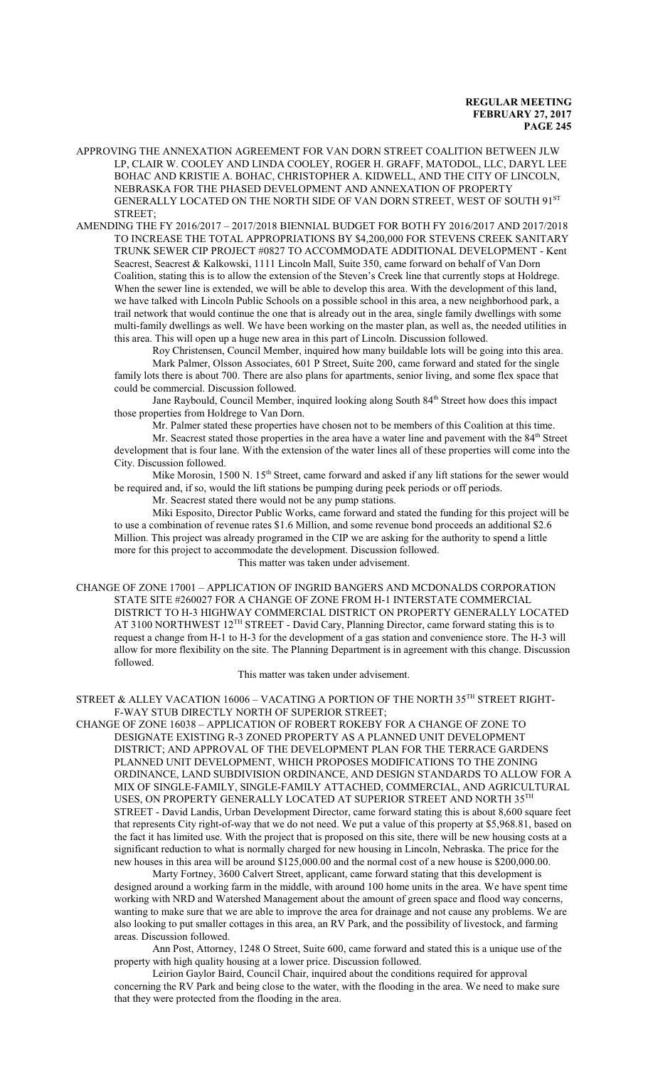APPROVING THE ANNEXATION AGREEMENT FOR VAN DORN STREET COALITION BETWEEN JLW LP, CLAIR W. COOLEY AND LINDA COOLEY, ROGER H. GRAFF, MATODOL, LLC, DARYL LEE BOHAC AND KRISTIE A. BOHAC, CHRISTOPHER A. KIDWELL, AND THE CITY OF LINCOLN, NEBRASKA FOR THE PHASED DEVELOPMENT AND ANNEXATION OF PROPERTY GENERALLY LOCATED ON THE NORTH SIDE OF VAN DORN STREET, WEST OF SOUTH 91ST STREET;

AMENDING THE FY 2016/2017 – 2017/2018 BIENNIAL BUDGET FOR BOTH FY 2016/2017 AND 2017/2018 TO INCREASE THE TOTAL APPROPRIATIONS BY $4,200,000 FOR STEVENS CREEK SANITARY TRUNK SEWER CIP PROJECT #0827 TO ACCOMMODATE ADDITIONAL DEVELOPMENT - Kent Seacrest, Seacrest & Kalkowski, 1111 Lincoln Mall, Suite 350, came forward on behalf of Van Dorn Coalition, stating this is to allow the extension of the Steven's Creek line that currently stops at Holdrege. When the sewer line is extended, we will be able to develop this area. With the development of this land, we have talked with Lincoln Public Schools on a possible school in this area, a new neighborhood park, a trail network that would continue the one that is already out in the area, single family dwellings with some multi-family dwellings as well. We have been working on the master plan, as well as, the needed utilities in this area. This will open up a huge new area in this part of Lincoln. Discussion followed.

Roy Christensen, Council Member, inquired how many buildable lots will be going into this area.

Mark Palmer, Olsson Associates, 601 P Street, Suite 200, came forward and stated for the single family lots there is about 700. There are also plans for apartments, senior living, and some flex space that could be commercial. Discussion followed.

Jane Raybould, Council Member, inquired looking along South 84th Street how does this impact those properties from Holdrege to Van Dorn.

Mr. Palmer stated these properties have chosen not to be members of this Coalition at this time.

Mr. Seacrest stated those properties in the area have a water line and pavement with the 84th Street development that is four lane. With the extension of the water lines all of these properties will come into the City. Discussion followed.

Mike Morosin, 1500 N. 15th Street, came forward and asked if any lift stations for the sewer would be required and, if so, would the lift stations be pumping during peek periods or off periods.

Mr. Seacrest stated there would not be any pump stations.

Miki Esposito, Director Public Works, came forward and stated the funding for this project will be to use a combination of revenue rates $1.6 Million, and some revenue bond proceeds an additional $2.6 Million. This project was already programed in the CIP we are asking for the authority to spend a little more for this project to accommodate the development. Discussion followed.

This matter was taken under advisement.

CHANGE OF ZONE 17001 – APPLICATION OF INGRID BANGERS AND MCDONALDS CORPORATION STATE SITE #260027 FOR A CHANGE OF ZONE FROM H-1 INTERSTATE COMMERCIAL DISTRICT TO H-3 HIGHWAY COMMERCIAL DISTRICT ON PROPERTY GENERALLY LOCATED AT 3100 NORTHWEST 12TH STREET - David Cary, Planning Director, came forward stating this is to request a change from H-1 to H-3 for the development of a gas station and convenience store. The H-3 will allow for more flexibility on the site. The Planning Department is in agreement with this change. Discussion followed.

This matter was taken under advisement.

STREET & ALLEY VACATION 16006 – VACATING A PORTION OF THE NORTH 35TH STREET RIGHT-F-WAY STUB DIRECTLY NORTH OF SUPERIOR STREET;

CHANGE OF ZONE 16038 – APPLICATION OF ROBERT ROKEBY FOR A CHANGE OF ZONE TO DESIGNATE EXISTING R-3 ZONED PROPERTY AS A PLANNED UNIT DEVELOPMENT DISTRICT; AND APPROVAL OF THE DEVELOPMENT PLAN FOR THE TERRACE GARDENS PLANNED UNIT DEVELOPMENT, WHICH PROPOSES MODIFICATIONS TO THE ZONING ORDINANCE, LAND SUBDIVISION ORDINANCE, AND DESIGN STANDARDS TO ALLOW FOR A MIX OF SINGLE-FAMILY, SINGLE-FAMILY ATTACHED, COMMERCIAL, AND AGRICULTURAL USES, ON PROPERTY GENERALLY LOCATED AT SUPERIOR STREET AND NORTH 35TH STREET - David Landis, Urban Development Director, came forward stating this is about 8,600 square feet that represents City right-of-way that we do not need. We put a value of this property at $5,968.81, based on the fact it has limited use. With the project that is proposed on this site, there will be new housing costs at a significant reduction to what is normally charged for new housing in Lincoln, Nebraska. The price for the new houses in this area will be around $125,000.00 and the normal cost of a new house is $200,000.00.

Marty Fortney, 3600 Calvert Street, applicant, came forward stating that this development is designed around a working farm in the middle, with around 100 home units in the area. We have spent time working with NRD and Watershed Management about the amount of green space and flood way concerns, wanting to make sure that we are able to improve the area for drainage and not cause any problems. We are also looking to put smaller cottages in this area, an RV Park, and the possibility of livestock, and farming areas. Discussion followed.

Ann Post, Attorney, 1248 O Street, Suite 600, came forward and stated this is a unique use of the property with high quality housing at a lower price. Discussion followed.

Leirion Gaylor Baird, Council Chair, inquired about the conditions required for approval concerning the RV Park and being close to the water, with the flooding in the area. We need to make sure that they were protected from the flooding in the area.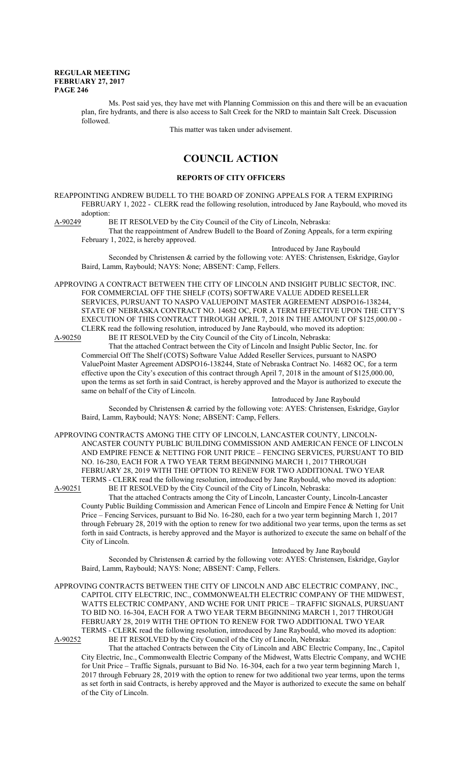Ms. Post said yes, they have met with Planning Commission on this and there will be an evacuation plan, fire hydrants, and there is also access to Salt Creek for the NRD to maintain Salt Creek. Discussion followed.

This matter was taken under advisement.

# COUNCIL ACTION

## REPORTS OF CITY OFFICERS

REAPPOINTING ANDREW BUDELL TO THE BOARD OF ZONING APPEALS FOR A TERM EXPIRING FEBRUARY 1, 2022 - CLERK read the following resolution, introduced by Jane Raybould, who moved its adoption:

A-90249 BE IT RESOLVED by the City Council of the City of Lincoln, Nebraska:

That the reappointment of Andrew Budell to the Board of Zoning Appeals, for a term expiring February 1, 2022, is hereby approved.

Introduced by Jane Raybould

Seconded by Christensen & carried by the following vote: AYES: Christensen, Eskridge, Gaylor Baird, Lamm, Raybould; NAYS: None; ABSENT: Camp, Fellers.

APPROVING A CONTRACT BETWEEN THE CITY OF LINCOLN AND INSIGHT PUBLIC SECTOR, INC. FOR COMMERCIAL OFF THE SHELF (COTS) SOFTWARE VALUE ADDED RESELLER SERVICES, PURSUANT TO NASPO VALUEPOINT MASTER AGREEMENT ADSPO16-138244, STATE OF NEBRASKA CONTRACT NO. 14682 OC, FOR A TERM EFFECTIVE UPON THE CITY'S EXECUTION OF THIS CONTRACT THROUGH APRIL 7, 2018 IN THE AMOUNT OF $125,000.00 - CLERK read the following resolution, introduced by Jane Raybould, who moved its adoption:

A-90250 BE IT RESOLVED by the City Council of the City of Lincoln, Nebraska:

That the attached Contract between the City of Lincoln and Insight Public Sector, Inc. for Commercial Off The Shelf (COTS) Software Value Added Reseller Services, pursuant to NASPO ValuePoint Master Agreement ADSPO16-138244, State of Nebraska Contract No. 14682 OC, for a term effective upon the City's execution of this contract through April 7, 2018 in the amount of $125,000.00, upon the terms as set forth in said Contract, is hereby approved and the Mayor is authorized to execute the same on behalf of the City of Lincoln.

Introduced by Jane Raybould

Seconded by Christensen & carried by the following vote: AYES: Christensen, Eskridge, Gaylor Baird, Lamm, Raybould; NAYS: None; ABSENT: Camp, Fellers.

APPROVING CONTRACTS AMONG THE CITY OF LINCOLN, LANCASTER COUNTY, LINCOLN-ANCASTER COUNTY PUBLIC BUILDING COMMISSION AND AMERICAN FENCE OF LINCOLN AND EMPIRE FENCE & NETTING FOR UNIT PRICE – FENCING SERVICES, PURSUANT TO BID NO. 16-280, EACH FOR A TWO YEAR TERM BEGINNING MARCH 1, 2017 THROUGH FEBRUARY 28, 2019 WITH THE OPTION TO RENEW FOR TWO ADDITIONAL TWO YEAR TERMS - CLERK read the following resolution, introduced by Jane Raybould, who moved its adoption:

A-90251 BE IT RESOLVED by the City Council of the City of Lincoln, Nebraska:

That the attached Contracts among the City of Lincoln, Lancaster County, Lincoln-Lancaster County Public Building Commission and American Fence of Lincoln and Empire Fence & Netting for Unit Price – Fencing Services, pursuant to Bid No. 16-280, each for a two year term beginning March 1, 2017 through February 28, 2019 with the option to renew for two additional two year terms, upon the terms as set forth in said Contracts, is hereby approved and the Mayor is authorized to execute the same on behalf of the City of Lincoln.

Introduced by Jane Raybould

Seconded by Christensen & carried by the following vote: AYES: Christensen, Eskridge, Gaylor Baird, Lamm, Raybould; NAYS: None; ABSENT: Camp, Fellers.

APPROVING CONTRACTS BETWEEN THE CITY OF LINCOLN AND ABC ELECTRIC COMPANY, INC., CAPITOL CITY ELECTRIC, INC., COMMONWEALTH ELECTRIC COMPANY OF THE MIDWEST, WATTS ELECTRIC COMPANY, AND WCHE FOR UNIT PRICE – TRAFFIC SIGNALS, PURSUANT TO BID NO. 16-304, EACH FOR A TWO YEAR TERM BEGINNING MARCH 1, 2017 THROUGH FEBRUARY 28, 2019 WITH THE OPTION TO RENEW FOR TWO ADDITIONAL TWO YEAR TERMS - CLERK read the following resolution, introduced by Jane Raybould, who moved its adoption:

A-90252 BE IT RESOLVED by the City Council of the City of Lincoln, Nebraska:

That the attached Contracts between the City of Lincoln and ABC Electric Company, Inc., Capitol City Electric, Inc., Commonwealth Electric Company of the Midwest, Watts Electric Company, and WCHE for Unit Price – Traffic Signals, pursuant to Bid No. 16-304, each for a two year term beginning March 1, 2017 through February 28, 2019 with the option to renew for two additional two year terms, upon the terms as set forth in said Contracts, is hereby approved and the Mayor is authorized to execute the same on behalf of the City of Lincoln.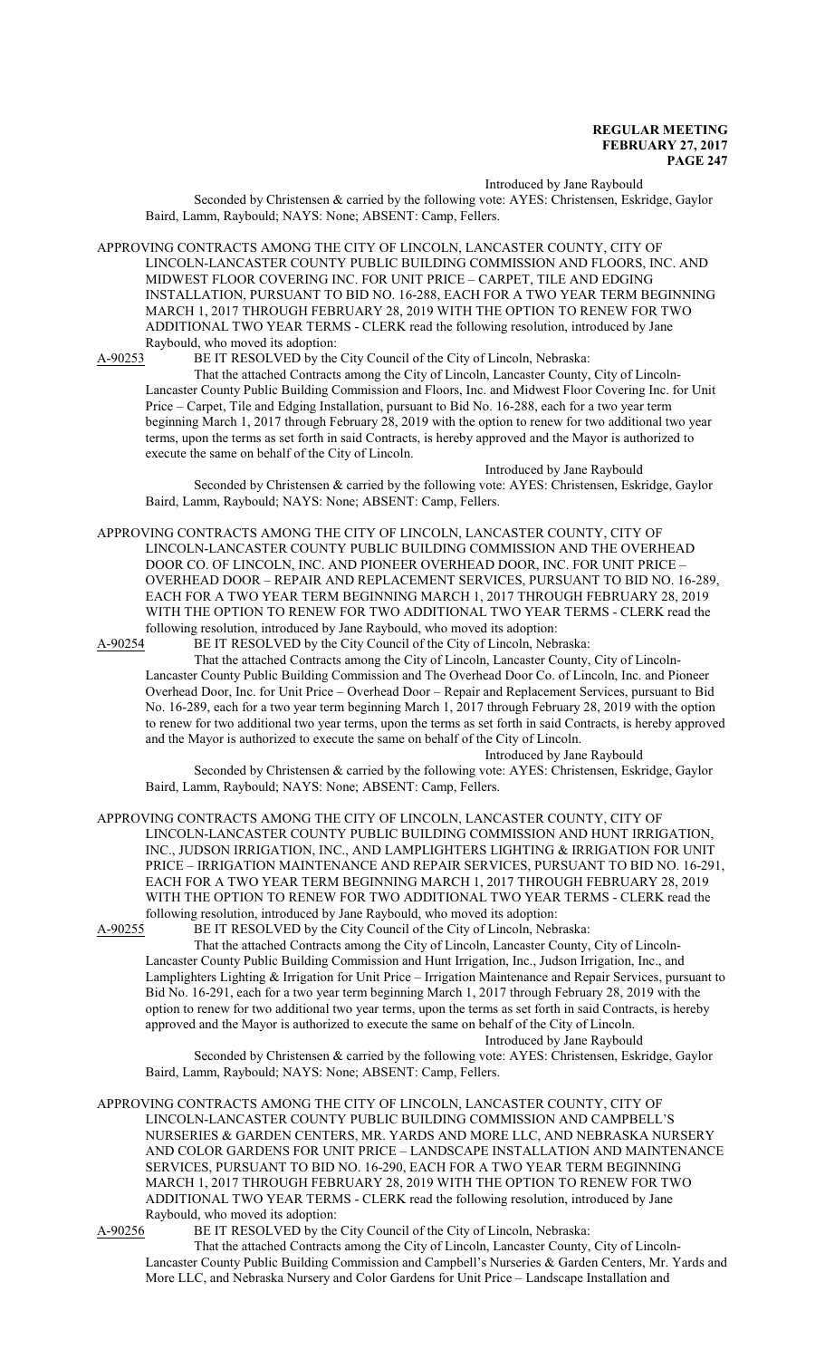Introduced by Jane Raybould

Seconded by Christensen & carried by the following vote: AYES: Christensen, Eskridge, Gaylor Baird, Lamm, Raybould; NAYS: None; ABSENT: Camp, Fellers.

APPROVING CONTRACTS AMONG THE CITY OF LINCOLN, LANCASTER COUNTY, CITY OF LINCOLN-LANCASTER COUNTY PUBLIC BUILDING COMMISSION AND FLOORS, INC. AND MIDWEST FLOOR COVERING INC. FOR UNIT PRICE – CARPET, TILE AND EDGING INSTALLATION, PURSUANT TO BID NO. 16-288, EACH FOR A TWO YEAR TERM BEGINNING MARCH 1, 2017 THROUGH FEBRUARY 28, 2019 WITH THE OPTION TO RENEW FOR TWO ADDITIONAL TWO YEAR TERMS - CLERK read the following resolution, introduced by Jane Raybould, who moved its adoption:

A-90253 BE IT RESOLVED by the City Council of the City of Lincoln, Nebraska:

That the attached Contracts among the City of Lincoln, Lancaster County, City of Lincoln-Lancaster County Public Building Commission and Floors, Inc. and Midwest Floor Covering Inc. for Unit Price – Carpet, Tile and Edging Installation, pursuant to Bid No. 16-288, each for a two year term beginning March 1, 2017 through February 28, 2019 with the option to renew for two additional two year terms, upon the terms as set forth in said Contracts, is hereby approved and the Mayor is authorized to execute the same on behalf of the City of Lincoln.

Introduced by Jane Raybould

Seconded by Christensen & carried by the following vote: AYES: Christensen, Eskridge, Gaylor Baird, Lamm, Raybould; NAYS: None; ABSENT: Camp, Fellers.

APPROVING CONTRACTS AMONG THE CITY OF LINCOLN, LANCASTER COUNTY, CITY OF LINCOLN-LANCASTER COUNTY PUBLIC BUILDING COMMISSION AND THE OVERHEAD DOOR CO. OF LINCOLN, INC. AND PIONEER OVERHEAD DOOR, INC. FOR UNIT PRICE – OVERHEAD DOOR – REPAIR AND REPLACEMENT SERVICES, PURSUANT TO BID NO. 16-289, EACH FOR A TWO YEAR TERM BEGINNING MARCH 1, 2017 THROUGH FEBRUARY 28, 2019 WITH THE OPTION TO RENEW FOR TWO ADDITIONAL TWO YEAR TERMS - CLERK read the following resolution, introduced by Jane Raybould, who moved its adoption:

A-90254 BE IT RESOLVED by the City Council of the City of Lincoln, Nebraska:

That the attached Contracts among the City of Lincoln, Lancaster County, City of Lincoln-Lancaster County Public Building Commission and The Overhead Door Co. of Lincoln, Inc. and Pioneer Overhead Door, Inc. for Unit Price – Overhead Door – Repair and Replacement Services, pursuant to Bid No. 16-289, each for a two year term beginning March 1, 2017 through February 28, 2019 with the option to renew for two additional two year terms, upon the terms as set forth in said Contracts, is hereby approved and the Mayor is authorized to execute the same on behalf of the City of Lincoln.

Introduced by Jane Raybould

Seconded by Christensen & carried by the following vote: AYES: Christensen, Eskridge, Gaylor Baird, Lamm, Raybould; NAYS: None; ABSENT: Camp, Fellers.

APPROVING CONTRACTS AMONG THE CITY OF LINCOLN, LANCASTER COUNTY, CITY OF LINCOLN-LANCASTER COUNTY PUBLIC BUILDING COMMISSION AND HUNT IRRIGATION, INC., JUDSON IRRIGATION, INC., AND LAMPLIGHTERS LIGHTING & IRRIGATION FOR UNIT PRICE – IRRIGATION MAINTENANCE AND REPAIR SERVICES, PURSUANT TO BID NO. 16-291, EACH FOR A TWO YEAR TERM BEGINNING MARCH 1, 2017 THROUGH FEBRUARY 28, 2019 WITH THE OPTION TO RENEW FOR TWO ADDITIONAL TWO YEAR TERMS - CLERK read the following resolution, introduced by Jane Raybould, who moved its adoption:

A-90255 BE IT RESOLVED by the City Council of the City of Lincoln, Nebraska:

That the attached Contracts among the City of Lincoln, Lancaster County, City of Lincoln-Lancaster County Public Building Commission and Hunt Irrigation, Inc., Judson Irrigation, Inc., and Lamplighters Lighting & Irrigation for Unit Price – Irrigation Maintenance and Repair Services, pursuant to Bid No. 16-291, each for a two year term beginning March 1, 2017 through February 28, 2019 with the option to renew for two additional two year terms, upon the terms as set forth in said Contracts, is hereby approved and the Mayor is authorized to execute the same on behalf of the City of Lincoln.

Introduced by Jane Raybould

Seconded by Christensen & carried by the following vote: AYES: Christensen, Eskridge, Gaylor Baird, Lamm, Raybould; NAYS: None; ABSENT: Camp, Fellers.

APPROVING CONTRACTS AMONG THE CITY OF LINCOLN, LANCASTER COUNTY, CITY OF LINCOLN-LANCASTER COUNTY PUBLIC BUILDING COMMISSION AND CAMPBELL'S NURSERIES & GARDEN CENTERS, MR. YARDS AND MORE LLC, AND NEBRASKA NURSERY AND COLOR GARDENS FOR UNIT PRICE – LANDSCAPE INSTALLATION AND MAINTENANCE SERVICES, PURSUANT TO BID NO. 16-290, EACH FOR A TWO YEAR TERM BEGINNING MARCH 1, 2017 THROUGH FEBRUARY 28, 2019 WITH THE OPTION TO RENEW FOR TWO ADDITIONAL TWO YEAR TERMS - CLERK read the following resolution, introduced by Jane Raybould, who moved its adoption:

A-90256 BE IT RESOLVED by the City Council of the City of Lincoln, Nebraska:

That the attached Contracts among the City of Lincoln, Lancaster County, City of Lincoln-Lancaster County Public Building Commission and Campbell's Nurseries & Garden Centers, Mr. Yards and More LLC, and Nebraska Nursery and Color Gardens for Unit Price – Landscape Installation and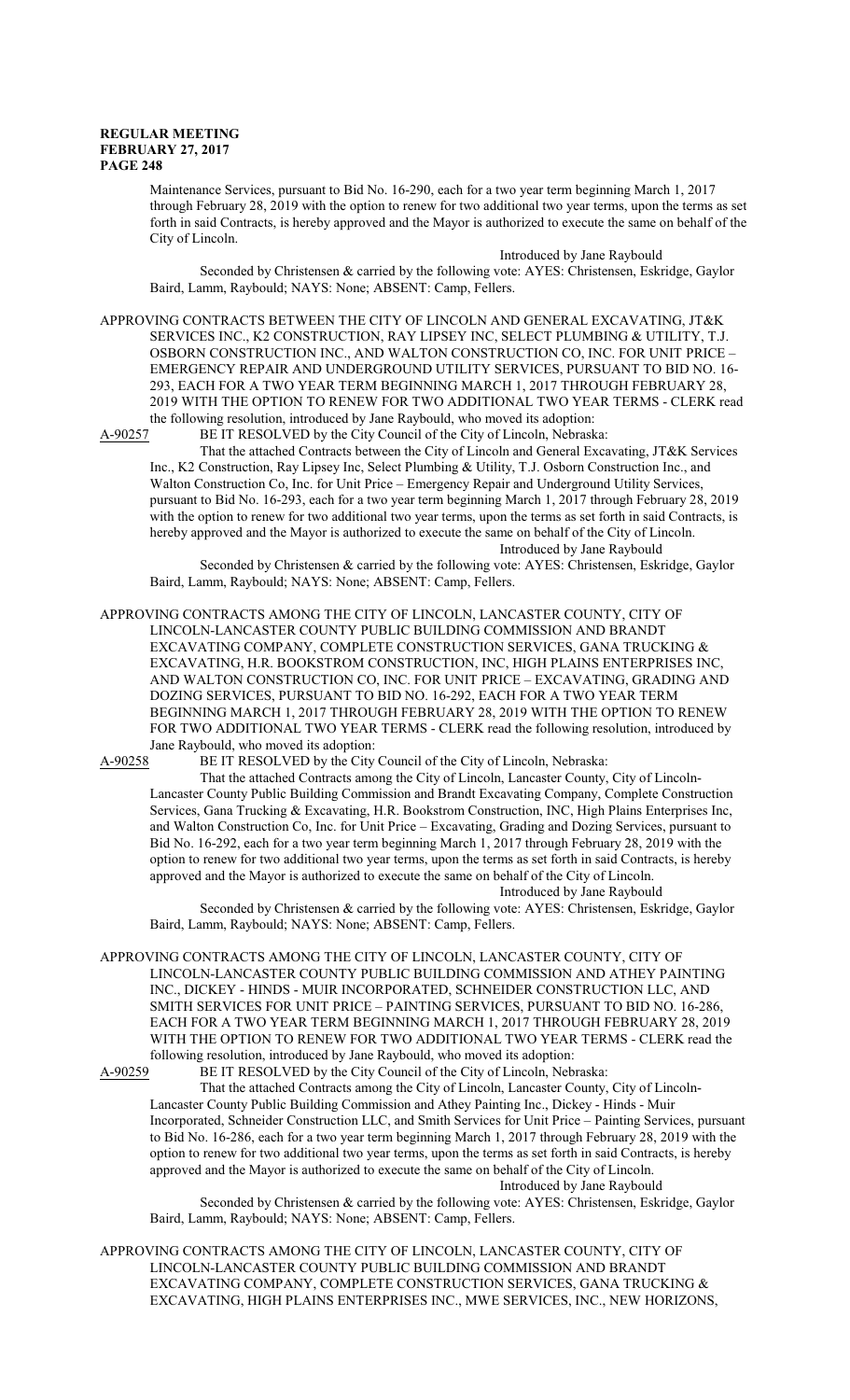Maintenance Services, pursuant to Bid No. 16-290, each for a two year term beginning March 1, 2017 through February 28, 2019 with the option to renew for two additional two year terms, upon the terms as set forth in said Contracts, is hereby approved and the Mayor is authorized to execute the same on behalf of the City of Lincoln.

Introduced by Jane Raybould

Seconded by Christensen & carried by the following vote: AYES: Christensen, Eskridge, Gaylor Baird, Lamm, Raybould; NAYS: None; ABSENT: Camp, Fellers.

APPROVING CONTRACTS BETWEEN THE CITY OF LINCOLN AND GENERAL EXCAVATING, JT&K SERVICES INC., K2 CONSTRUCTION, RAY LIPSEY INC, SELECT PLUMBING & UTILITY, T.J. OSBORN CONSTRUCTION INC., AND WALTON CONSTRUCTION CO, INC. FOR UNIT PRICE – EMERGENCY REPAIR AND UNDERGROUND UTILITY SERVICES, PURSUANT TO BID NO. 16-293, EACH FOR A TWO YEAR TERM BEGINNING MARCH 1, 2017 THROUGH FEBRUARY 28, 2019 WITH THE OPTION TO RENEW FOR TWO ADDITIONAL TWO YEAR TERMS - CLERK read the following resolution, introduced by Jane Raybould, who moved its adoption:

A-90257 BE IT RESOLVED by the City Council of the City of Lincoln, Nebraska:

That the attached Contracts between the City of Lincoln and General Excavating, JT&K Services Inc., K2 Construction, Ray Lipsey Inc, Select Plumbing & Utility, T.J. Osborn Construction Inc., and Walton Construction Co, Inc. for Unit Price – Emergency Repair and Underground Utility Services, pursuant to Bid No. 16-293, each for a two year term beginning March 1, 2017 through February 28, 2019 with the option to renew for two additional two year terms, upon the terms as set forth in said Contracts, is hereby approved and the Mayor is authorized to execute the same on behalf of the City of Lincoln.

Introduced by Jane Raybould

Seconded by Christensen & carried by the following vote: AYES: Christensen, Eskridge, Gaylor Baird, Lamm, Raybould; NAYS: None; ABSENT: Camp, Fellers.

APPROVING CONTRACTS AMONG THE CITY OF LINCOLN, LANCASTER COUNTY, CITY OF LINCOLN-LANCASTER COUNTY PUBLIC BUILDING COMMISSION AND BRANDT EXCAVATING COMPANY, COMPLETE CONSTRUCTION SERVICES, GANA TRUCKING & EXCAVATING, H.R. BOOKSTROM CONSTRUCTION, INC, HIGH PLAINS ENTERPRISES INC, AND WALTON CONSTRUCTION CO, INC. FOR UNIT PRICE – EXCAVATING, GRADING AND DOZING SERVICES, PURSUANT TO BID NO. 16-292, EACH FOR A TWO YEAR TERM BEGINNING MARCH 1, 2017 THROUGH FEBRUARY 28, 2019 WITH THE OPTION TO RENEW FOR TWO ADDITIONAL TWO YEAR TERMS - CLERK read the following resolution, introduced by Jane Raybould, who moved its adoption:

A-90258 BE IT RESOLVED by the City Council of the City of Lincoln, Nebraska:

That the attached Contracts among the City of Lincoln, Lancaster County, City of Lincoln-Lancaster County Public Building Commission and Brandt Excavating Company, Complete Construction Services, Gana Trucking & Excavating, H.R. Bookstrom Construction, INC, High Plains Enterprises Inc, and Walton Construction Co, Inc. for Unit Price – Excavating, Grading and Dozing Services, pursuant to Bid No. 16-292, each for a two year term beginning March 1, 2017 through February 28, 2019 with the option to renew for two additional two year terms, upon the terms as set forth in said Contracts, is hereby approved and the Mayor is authorized to execute the same on behalf of the City of Lincoln.

Introduced by Jane Raybould

Seconded by Christensen & carried by the following vote: AYES: Christensen, Eskridge, Gaylor Baird, Lamm, Raybould; NAYS: None; ABSENT: Camp, Fellers.

APPROVING CONTRACTS AMONG THE CITY OF LINCOLN, LANCASTER COUNTY, CITY OF LINCOLN-LANCASTER COUNTY PUBLIC BUILDING COMMISSION AND ATHEY PAINTING INC., DICKEY - HINDS - MUIR INCORPORATED, SCHNEIDER CONSTRUCTION LLC, AND SMITH SERVICES FOR UNIT PRICE – PAINTING SERVICES, PURSUANT TO BID NO. 16-286, EACH FOR A TWO YEAR TERM BEGINNING MARCH 1, 2017 THROUGH FEBRUARY 28, 2019 WITH THE OPTION TO RENEW FOR TWO ADDITIONAL TWO YEAR TERMS - CLERK read the following resolution, introduced by Jane Raybould, who moved its adoption:

A-90259 BE IT RESOLVED by the City Council of the City of Lincoln, Nebraska:

That the attached Contracts among the City of Lincoln, Lancaster County, City of Lincoln-Lancaster County Public Building Commission and Athey Painting Inc., Dickey - Hinds - Muir Incorporated, Schneider Construction LLC, and Smith Services for Unit Price – Painting Services, pursuant to Bid No. 16-286, each for a two year term beginning March 1, 2017 through February 28, 2019 with the option to renew for two additional two year terms, upon the terms as set forth in said Contracts, is hereby approved and the Mayor is authorized to execute the same on behalf of the City of Lincoln.

Introduced by Jane Raybould

Seconded by Christensen & carried by the following vote: AYES: Christensen, Eskridge, Gaylor Baird, Lamm, Raybould; NAYS: None; ABSENT: Camp, Fellers.

APPROVING CONTRACTS AMONG THE CITY OF LINCOLN, LANCASTER COUNTY, CITY OF LINCOLN-LANCASTER COUNTY PUBLIC BUILDING COMMISSION AND BRANDT EXCAVATING COMPANY, COMPLETE CONSTRUCTION SERVICES, GANA TRUCKING & EXCAVATING, HIGH PLAINS ENTERPRISES INC., MWE SERVICES, INC., NEW HORIZONS,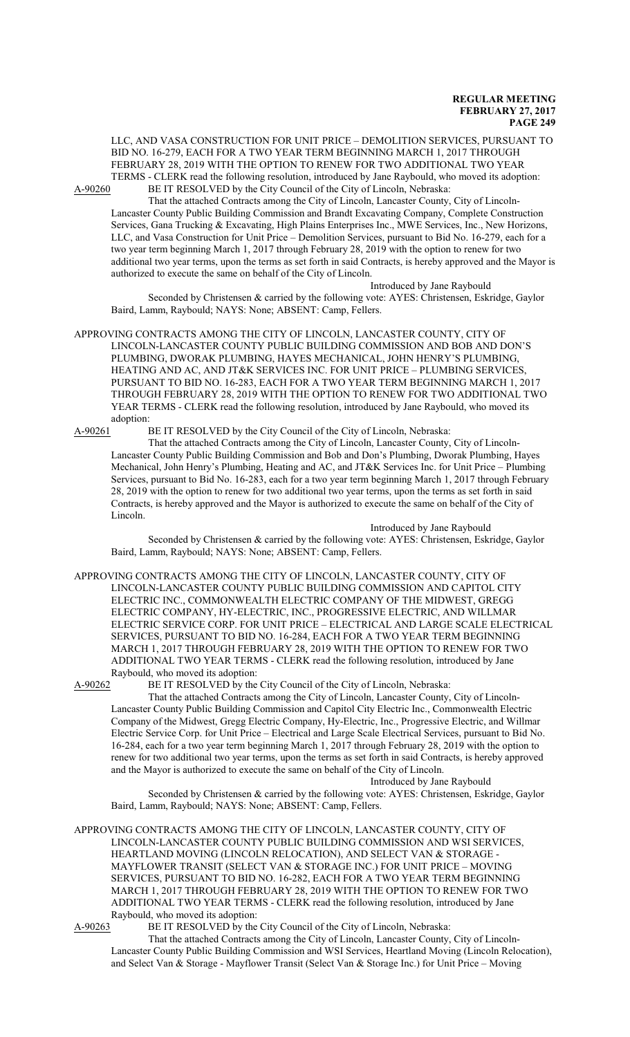LLC, AND VASA CONSTRUCTION FOR UNIT PRICE – DEMOLITION SERVICES, PURSUANT TO BID NO. 16-279, EACH FOR A TWO YEAR TERM BEGINNING MARCH 1, 2017 THROUGH FEBRUARY 28, 2019 WITH THE OPTION TO RENEW FOR TWO ADDITIONAL TWO YEAR TERMS - CLERK read the following resolution, introduced by Jane Raybould, who moved its adoption:

A-90260 BE IT RESOLVED by the City Council of the City of Lincoln, Nebraska:

That the attached Contracts among the City of Lincoln, Lancaster County, City of Lincoln-Lancaster County Public Building Commission and Brandt Excavating Company, Complete Construction Services, Gana Trucking & Excavating, High Plains Enterprises Inc., MWE Services, Inc., New Horizons, LLC, and Vasa Construction for Unit Price – Demolition Services, pursuant to Bid No. 16-279, each for a two year term beginning March 1, 2017 through February 28, 2019 with the option to renew for two additional two year terms, upon the terms as set forth in said Contracts, is hereby approved and the Mayor is authorized to execute the same on behalf of the City of Lincoln.

Introduced by Jane Raybould

Seconded by Christensen & carried by the following vote: AYES: Christensen, Eskridge, Gaylor Baird, Lamm, Raybould; NAYS: None; ABSENT: Camp, Fellers.

APPROVING CONTRACTS AMONG THE CITY OF LINCOLN, LANCASTER COUNTY, CITY OF LINCOLN-LANCASTER COUNTY PUBLIC BUILDING COMMISSION AND BOB AND DON'S PLUMBING, DWORAK PLUMBING, HAYES MECHANICAL, JOHN HENRY'S PLUMBING, HEATING AND AC, AND JT&K SERVICES INC. FOR UNIT PRICE – PLUMBING SERVICES, PURSUANT TO BID NO. 16-283, EACH FOR A TWO YEAR TERM BEGINNING MARCH 1, 2017 THROUGH FEBRUARY 28, 2019 WITH THE OPTION TO RENEW FOR TWO ADDITIONAL TWO YEAR TERMS - CLERK read the following resolution, introduced by Jane Raybould, who moved its adoption:

A-90261 BE IT RESOLVED by the City Council of the City of Lincoln, Nebraska:

That the attached Contracts among the City of Lincoln, Lancaster County, City of Lincoln-Lancaster County Public Building Commission and Bob and Don's Plumbing, Dworak Plumbing, Hayes Mechanical, John Henry's Plumbing, Heating and AC, and JT&K Services Inc. for Unit Price – Plumbing Services, pursuant to Bid No. 16-283, each for a two year term beginning March 1, 2017 through February 28, 2019 with the option to renew for two additional two year terms, upon the terms as set forth in said Contracts, is hereby approved and the Mayor is authorized to execute the same on behalf of the City of Lincoln.

Introduced by Jane Raybould

Seconded by Christensen & carried by the following vote: AYES: Christensen, Eskridge, Gaylor Baird, Lamm, Raybould; NAYS: None; ABSENT: Camp, Fellers.

APPROVING CONTRACTS AMONG THE CITY OF LINCOLN, LANCASTER COUNTY, CITY OF LINCOLN-LANCASTER COUNTY PUBLIC BUILDING COMMISSION AND CAPITOL CITY ELECTRIC INC., COMMONWEALTH ELECTRIC COMPANY OF THE MIDWEST, GREGG ELECTRIC COMPANY, HY-ELECTRIC, INC., PROGRESSIVE ELECTRIC, AND WILLMAR ELECTRIC SERVICE CORP. FOR UNIT PRICE – ELECTRICAL AND LARGE SCALE ELECTRICAL SERVICES, PURSUANT TO BID NO. 16-284, EACH FOR A TWO YEAR TERM BEGINNING MARCH 1, 2017 THROUGH FEBRUARY 28, 2019 WITH THE OPTION TO RENEW FOR TWO ADDITIONAL TWO YEAR TERMS - CLERK read the following resolution, introduced by Jane Raybould, who moved its adoption:

A-90262 BE IT RESOLVED by the City Council of the City of Lincoln, Nebraska:

That the attached Contracts among the City of Lincoln, Lancaster County, City of Lincoln-Lancaster County Public Building Commission and Capitol City Electric Inc., Commonwealth Electric Company of the Midwest, Gregg Electric Company, Hy-Electric, Inc., Progressive Electric, and Willmar Electric Service Corp. for Unit Price – Electrical and Large Scale Electrical Services, pursuant to Bid No. 16-284, each for a two year term beginning March 1, 2017 through February 28, 2019 with the option to renew for two additional two year terms, upon the terms as set forth in said Contracts, is hereby approved and the Mayor is authorized to execute the same on behalf of the City of Lincoln.

Introduced by Jane Raybould

Seconded by Christensen & carried by the following vote: AYES: Christensen, Eskridge, Gaylor Baird, Lamm, Raybould; NAYS: None; ABSENT: Camp, Fellers.

APPROVING CONTRACTS AMONG THE CITY OF LINCOLN, LANCASTER COUNTY, CITY OF LINCOLN-LANCASTER COUNTY PUBLIC BUILDING COMMISSION AND WSI SERVICES, HEARTLAND MOVING (LINCOLN RELOCATION), AND SELECT VAN & STORAGE - MAYFLOWER TRANSIT (SELECT VAN & STORAGE INC.) FOR UNIT PRICE – MOVING SERVICES, PURSUANT TO BID NO. 16-282, EACH FOR A TWO YEAR TERM BEGINNING MARCH 1, 2017 THROUGH FEBRUARY 28, 2019 WITH THE OPTION TO RENEW FOR TWO ADDITIONAL TWO YEAR TERMS - CLERK read the following resolution, introduced by Jane Raybould, who moved its adoption:

A-90263 BE IT RESOLVED by the City Council of the City of Lincoln, Nebraska:

That the attached Contracts among the City of Lincoln, Lancaster County, City of Lincoln-Lancaster County Public Building Commission and WSI Services, Heartland Moving (Lincoln Relocation), and Select Van & Storage - Mayflower Transit (Select Van & Storage Inc.) for Unit Price – Moving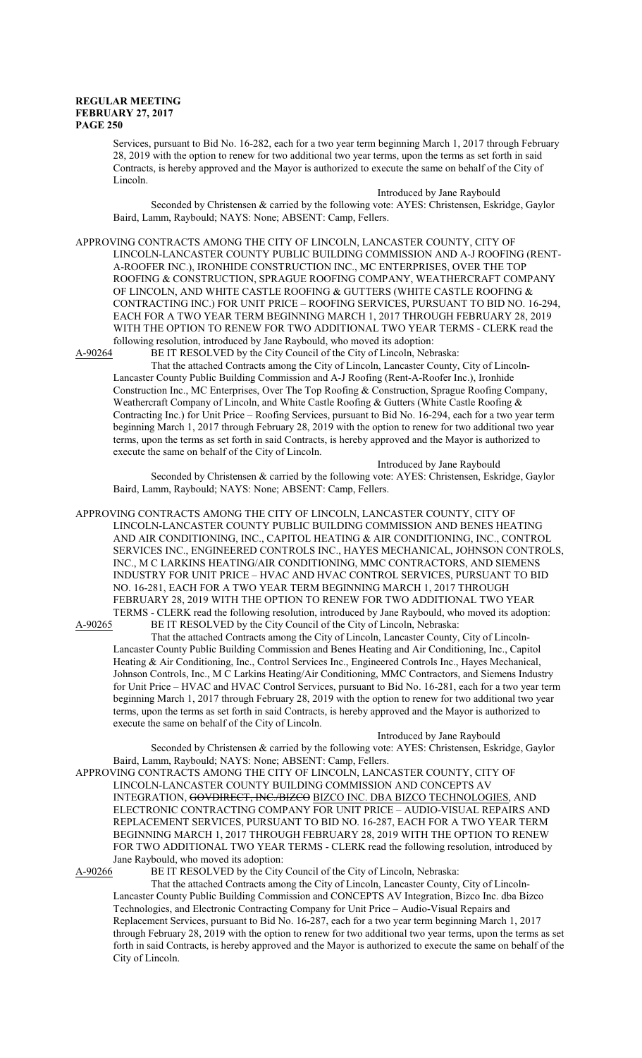Services, pursuant to Bid No. 16-282, each for a two year term beginning March 1, 2017 through February 28, 2019 with the option to renew for two additional two year terms, upon the terms as set forth in said Contracts, is hereby approved and the Mayor is authorized to execute the same on behalf of the City of Lincoln.

Introduced by Jane Raybould

Seconded by Christensen & carried by the following vote: AYES: Christensen, Eskridge, Gaylor Baird, Lamm, Raybould; NAYS: None; ABSENT: Camp, Fellers.

APPROVING CONTRACTS AMONG THE CITY OF LINCOLN, LANCASTER COUNTY, CITY OF LINCOLN-LANCASTER COUNTY PUBLIC BUILDING COMMISSION AND A-J ROOFING (RENT-A-ROOFER INC.), IRONHIDE CONSTRUCTION INC., MC ENTERPRISES, OVER THE TOP ROOFING & CONSTRUCTION, SPRAGUE ROOFING COMPANY, WEATHERCRAFT COMPANY OF LINCOLN, AND WHITE CASTLE ROOFING & GUTTERS (WHITE CASTLE ROOFING & CONTRACTING INC.) FOR UNIT PRICE – ROOFING SERVICES, PURSUANT TO BID NO. 16-294, EACH FOR A TWO YEAR TERM BEGINNING MARCH 1, 2017 THROUGH FEBRUARY 28, 2019 WITH THE OPTION TO RENEW FOR TWO ADDITIONAL TWO YEAR TERMS - CLERK read the following resolution, introduced by Jane Raybould, who moved its adoption:

A-90264 BE IT RESOLVED by the City Council of the City of Lincoln, Nebraska:

That the attached Contracts among the City of Lincoln, Lancaster County, City of Lincoln-Lancaster County Public Building Commission and A-J Roofing (Rent-A-Roofer Inc.), Ironhide Construction Inc., MC Enterprises, Over The Top Roofing & Construction, Sprague Roofing Company, Weathercraft Company of Lincoln, and White Castle Roofing & Gutters (White Castle Roofing & Contracting Inc.) for Unit Price – Roofing Services, pursuant to Bid No. 16-294, each for a two year term beginning March 1, 2017 through February 28, 2019 with the option to renew for two additional two year terms, upon the terms as set forth in said Contracts, is hereby approved and the Mayor is authorized to execute the same on behalf of the City of Lincoln.

Introduced by Jane Raybould

Seconded by Christensen & carried by the following vote: AYES: Christensen, Eskridge, Gaylor Baird, Lamm, Raybould; NAYS: None; ABSENT: Camp, Fellers.

APPROVING CONTRACTS AMONG THE CITY OF LINCOLN, LANCASTER COUNTY, CITY OF LINCOLN-LANCASTER COUNTY PUBLIC BUILDING COMMISSION AND BENES HEATING AND AIR CONDITIONING, INC., CAPITOL HEATING & AIR CONDITIONING, INC., CONTROL SERVICES INC., ENGINEERED CONTROLS INC., HAYES MECHANICAL, JOHNSON CONTROLS, INC., M C LARKINS HEATING/AIR CONDITIONING, MMC CONTRACTORS, AND SIEMENS INDUSTRY FOR UNIT PRICE – HVAC AND HVAC CONTROL SERVICES, PURSUANT TO BID NO. 16-281, EACH FOR A TWO YEAR TERM BEGINNING MARCH 1, 2017 THROUGH FEBRUARY 28, 2019 WITH THE OPTION TO RENEW FOR TWO ADDITIONAL TWO YEAR TERMS - CLERK read the following resolution, introduced by Jane Raybould, who moved its adoption:

A-90265 BE IT RESOLVED by the City Council of the City of Lincoln, Nebraska:

That the attached Contracts among the City of Lincoln, Lancaster County, City of Lincoln-Lancaster County Public Building Commission and Benes Heating and Air Conditioning, Inc., Capitol Heating & Air Conditioning, Inc., Control Services Inc., Engineered Controls Inc., Hayes Mechanical, Johnson Controls, Inc., M C Larkins Heating/Air Conditioning, MMC Contractors, and Siemens Industry for Unit Price – HVAC and HVAC Control Services, pursuant to Bid No. 16-281, each for a two year term beginning March 1, 2017 through February 28, 2019 with the option to renew for two additional two year terms, upon the terms as set forth in said Contracts, is hereby approved and the Mayor is authorized to execute the same on behalf of the City of Lincoln.

Introduced by Jane Raybould

Seconded by Christensen & carried by the following vote: AYES: Christensen, Eskridge, Gaylor Baird, Lamm, Raybould; NAYS: None; ABSENT: Camp, Fellers.

APPROVING CONTRACTS AMONG THE CITY OF LINCOLN, LANCASTER COUNTY, CITY OF LINCOLN-LANCASTER COUNTY BUILDING COMMISSION AND CONCEPTS AV INTEGRATION, ~~GOVDIRECT, INC./BIZCO~~ BIZCO INC. DBA BIZCO TECHNOLOGIES, AND ELECTRONIC CONTRACTING COMPANY FOR UNIT PRICE – AUDIO-VISUAL REPAIRS AND REPLACEMENT SERVICES, PURSUANT TO BID NO. 16-287, EACH FOR A TWO YEAR TERM BEGINNING MARCH 1, 2017 THROUGH FEBRUARY 28, 2019 WITH THE OPTION TO RENEW FOR TWO ADDITIONAL TWO YEAR TERMS - CLERK read the following resolution, introduced by Jane Raybould, who moved its adoption:

A-90266 BE IT RESOLVED by the City Council of the City of Lincoln, Nebraska:

That the attached Contracts among the City of Lincoln, Lancaster County, City of Lincoln-Lancaster County Public Building Commission and CONCEPTS AV Integration, Bizco Inc. dba Bizco Technologies, and Electronic Contracting Company for Unit Price – Audio-Visual Repairs and Replacement Services, pursuant to Bid No. 16-287, each for a two year term beginning March 1, 2017 through February 28, 2019 with the option to renew for two additional two year terms, upon the terms as set forth in said Contracts, is hereby approved and the Mayor is authorized to execute the same on behalf of the City of Lincoln.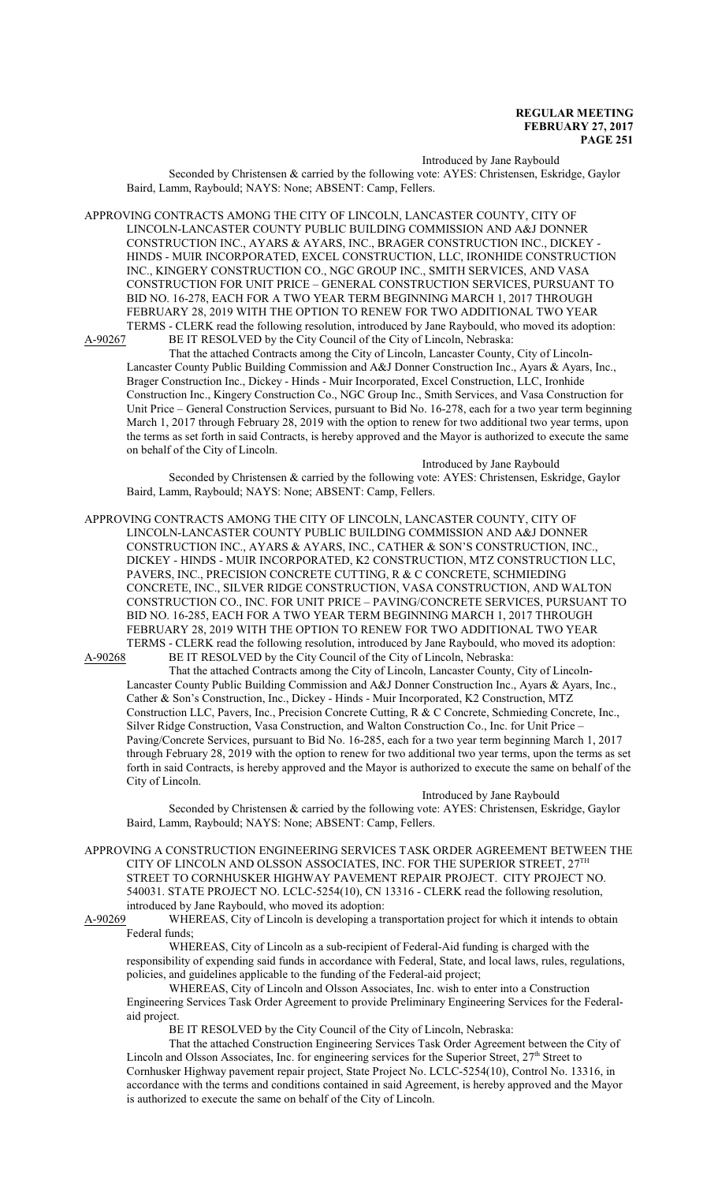Introduced by Jane Raybould

Seconded by Christensen & carried by the following vote: AYES: Christensen, Eskridge, Gaylor Baird, Lamm, Raybould; NAYS: None; ABSENT: Camp, Fellers.

APPROVING CONTRACTS AMONG THE CITY OF LINCOLN, LANCASTER COUNTY, CITY OF LINCOLN-LANCASTER COUNTY PUBLIC BUILDING COMMISSION AND A&J DONNER CONSTRUCTION INC., AYARS & AYARS, INC., BRAGER CONSTRUCTION INC., DICKEY - HINDS - MUIR INCORPORATED, EXCEL CONSTRUCTION, LLC, IRONHIDE CONSTRUCTION INC., KINGERY CONSTRUCTION CO., NGC GROUP INC., SMITH SERVICES, AND VASA CONSTRUCTION FOR UNIT PRICE – GENERAL CONSTRUCTION SERVICES, PURSUANT TO BID NO. 16-278, EACH FOR A TWO YEAR TERM BEGINNING MARCH 1, 2017 THROUGH FEBRUARY 28, 2019 WITH THE OPTION TO RENEW FOR TWO ADDITIONAL TWO YEAR TERMS - CLERK read the following resolution, introduced by Jane Raybould, who moved its adoption:

A-90267 BE IT RESOLVED by the City Council of the City of Lincoln, Nebraska:

That the attached Contracts among the City of Lincoln, Lancaster County, City of Lincoln-Lancaster County Public Building Commission and A&J Donner Construction Inc., Ayars & Ayars, Inc., Brager Construction Inc., Dickey - Hinds - Muir Incorporated, Excel Construction, LLC, Ironhide Construction Inc., Kingery Construction Co., NGC Group Inc., Smith Services, and Vasa Construction for Unit Price – General Construction Services, pursuant to Bid No. 16-278, each for a two year term beginning March 1, 2017 through February 28, 2019 with the option to renew for two additional two year terms, upon the terms as set forth in said Contracts, is hereby approved and the Mayor is authorized to execute the same on behalf of the City of Lincoln.

Introduced by Jane Raybould

Seconded by Christensen & carried by the following vote: AYES: Christensen, Eskridge, Gaylor Baird, Lamm, Raybould; NAYS: None; ABSENT: Camp, Fellers.

APPROVING CONTRACTS AMONG THE CITY OF LINCOLN, LANCASTER COUNTY, CITY OF LINCOLN-LANCASTER COUNTY PUBLIC BUILDING COMMISSION AND A&J DONNER CONSTRUCTION INC., AYARS & AYARS, INC., CATHER & SON'S CONSTRUCTION, INC., DICKEY - HINDS - MUIR INCORPORATED, K2 CONSTRUCTION, MTZ CONSTRUCTION LLC, PAVERS, INC., PRECISION CONCRETE CUTTING, R & C CONCRETE, SCHMIEDING CONCRETE, INC., SILVER RIDGE CONSTRUCTION, VASA CONSTRUCTION, AND WALTON CONSTRUCTION CO., INC. FOR UNIT PRICE – PAVING/CONCRETE SERVICES, PURSUANT TO BID NO. 16-285, EACH FOR A TWO YEAR TERM BEGINNING MARCH 1, 2017 THROUGH FEBRUARY 28, 2019 WITH THE OPTION TO RENEW FOR TWO ADDITIONAL TWO YEAR TERMS - CLERK read the following resolution, introduced by Jane Raybould, who moved its adoption:

A-90268 BE IT RESOLVED by the City Council of the City of Lincoln, Nebraska:

That the attached Contracts among the City of Lincoln, Lancaster County, City of Lincoln-Lancaster County Public Building Commission and A&J Donner Construction Inc., Ayars & Ayars, Inc., Cather & Son's Construction, Inc., Dickey - Hinds - Muir Incorporated, K2 Construction, MTZ Construction LLC, Pavers, Inc., Precision Concrete Cutting, R & C Concrete, Schmieding Concrete, Inc., Silver Ridge Construction, Vasa Construction, and Walton Construction Co., Inc. for Unit Price – Paving/Concrete Services, pursuant to Bid No. 16-285, each for a two year term beginning March 1, 2017 through February 28, 2019 with the option to renew for two additional two year terms, upon the terms as set forth in said Contracts, is hereby approved and the Mayor is authorized to execute the same on behalf of the City of Lincoln.

Introduced by Jane Raybould

Seconded by Christensen & carried by the following vote: AYES: Christensen, Eskridge, Gaylor Baird, Lamm, Raybould; NAYS: None; ABSENT: Camp, Fellers.

APPROVING A CONSTRUCTION ENGINEERING SERVICES TASK ORDER AGREEMENT BETWEEN THE CITY OF LINCOLN AND OLSSON ASSOCIATES, INC. FOR THE SUPERIOR STREET, 27TH STREET TO CORNHUSKER HIGHWAY PAVEMENT REPAIR PROJECT. CITY PROJECT NO. 540031. STATE PROJECT NO. LCLC-5254(10), CN 13316 - CLERK read the following resolution, introduced by Jane Raybould, who moved its adoption:

A-90269 WHEREAS, City of Lincoln is developing a transportation project for which it intends to obtain Federal funds;

WHEREAS, City of Lincoln as a sub-recipient of Federal-Aid funding is charged with the responsibility of expending said funds in accordance with Federal, State, and local laws, rules, regulations, policies, and guidelines applicable to the funding of the Federal-aid project;

WHEREAS, City of Lincoln and Olsson Associates, Inc. wish to enter into a Construction Engineering Services Task Order Agreement to provide Preliminary Engineering Services for the Federal-aid project.

BE IT RESOLVED by the City Council of the City of Lincoln, Nebraska:

That the attached Construction Engineering Services Task Order Agreement between the City of Lincoln and Olsson Associates, Inc. for engineering services for the Superior Street, 27th Street to Cornhusker Highway pavement repair project, State Project No. LCLC-5254(10), Control No. 13316, in accordance with the terms and conditions contained in said Agreement, is hereby approved and the Mayor is authorized to execute the same on behalf of the City of Lincoln.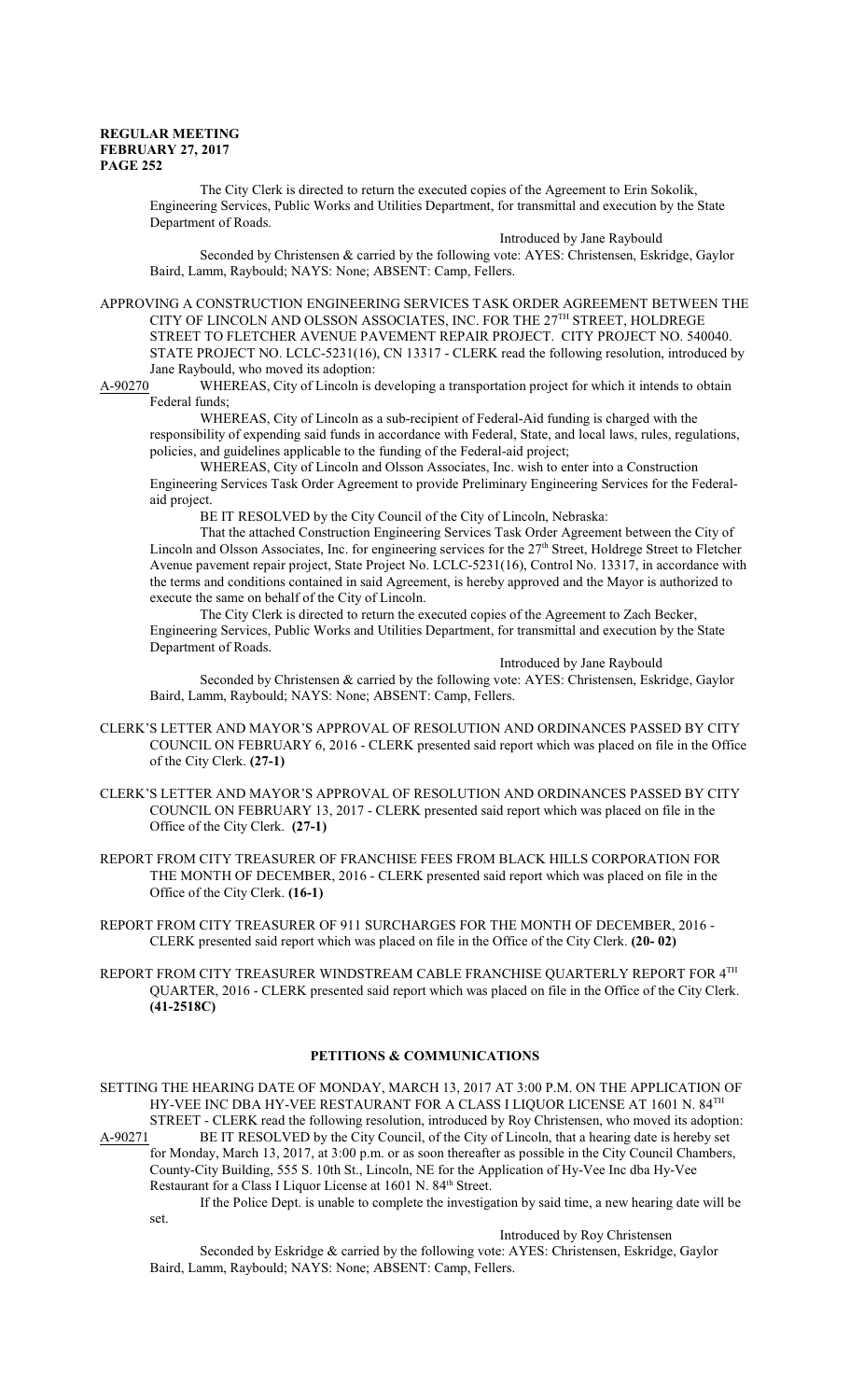The City Clerk is directed to return the executed copies of the Agreement to Erin Sokolik, Engineering Services, Public Works and Utilities Department, for transmittal and execution by the State Department of Roads.

Introduced by Jane Raybould

Seconded by Christensen & carried by the following vote: AYES: Christensen, Eskridge, Gaylor Baird, Lamm, Raybould; NAYS: None; ABSENT: Camp, Fellers.

APPROVING A CONSTRUCTION ENGINEERING SERVICES TASK ORDER AGREEMENT BETWEEN THE CITY OF LINCOLN AND OLSSON ASSOCIATES, INC. FOR THE 27TH STREET, HOLDREGE STREET TO FLETCHER AVENUE PAVEMENT REPAIR PROJECT. CITY PROJECT NO. 540040. STATE PROJECT NO. LCLC-5231(16), CN 13317 - CLERK read the following resolution, introduced by Jane Raybould, who moved its adoption:

A-90270 WHEREAS, City of Lincoln is developing a transportation project for which it intends to obtain Federal funds;

WHEREAS, City of Lincoln as a sub-recipient of Federal-Aid funding is charged with the responsibility of expending said funds in accordance with Federal, State, and local laws, rules, regulations, policies, and guidelines applicable to the funding of the Federal-aid project;

WHEREAS, City of Lincoln and Olsson Associates, Inc. wish to enter into a Construction Engineering Services Task Order Agreement to provide Preliminary Engineering Services for the Federal-aid project.

BE IT RESOLVED by the City Council of the City of Lincoln, Nebraska:

That the attached Construction Engineering Services Task Order Agreement between the City of Lincoln and Olsson Associates, Inc. for engineering services for the 27th Street, Holdrege Street to Fletcher Avenue pavement repair project, State Project No. LCLC-5231(16), Control No. 13317, in accordance with the terms and conditions contained in said Agreement, is hereby approved and the Mayor is authorized to execute the same on behalf of the City of Lincoln.

The City Clerk is directed to return the executed copies of the Agreement to Zach Becker, Engineering Services, Public Works and Utilities Department, for transmittal and execution by the State Department of Roads.

Introduced by Jane Raybould

Seconded by Christensen & carried by the following vote: AYES: Christensen, Eskridge, Gaylor Baird, Lamm, Raybould; NAYS: None; ABSENT: Camp, Fellers.

CLERK'S LETTER AND MAYOR'S APPROVAL OF RESOLUTION AND ORDINANCES PASSED BY CITY COUNCIL ON FEBRUARY 6, 2016 - CLERK presented said report which was placed on file in the Office of the City Clerk. **(27-1)**

CLERK'S LETTER AND MAYOR'S APPROVAL OF RESOLUTION AND ORDINANCES PASSED BY CITY COUNCIL ON FEBRUARY 13, 2017 - CLERK presented said report which was placed on file in the Office of the City Clerk. **(27-1)**

REPORT FROM CITY TREASURER OF FRANCHISE FEES FROM BLACK HILLS CORPORATION FOR THE MONTH OF DECEMBER, 2016 - CLERK presented said report which was placed on file in the Office of the City Clerk. **(16-1)**

REPORT FROM CITY TREASURER OF 911 SURCHARGES FOR THE MONTH OF DECEMBER, 2016 - CLERK presented said report which was placed on file in the Office of the City Clerk. **(20- 02)**

REPORT FROM CITY TREASURER WINDSTREAM CABLE FRANCHISE QUARTERLY REPORT FOR 4TH QUARTER, 2016 - CLERK presented said report which was placed on file in the Office of the City Clerk. **(41-2518C)**

## PETITIONS & COMMUNICATIONS

SETTING THE HEARING DATE OF MONDAY, MARCH 13, 2017 AT 3:00 P.M. ON THE APPLICATION OF HY-VEE INC DBA HY-VEE RESTAURANT FOR A CLASS I LIQUOR LICENSE AT 1601 N. 84TH STREET - CLERK read the following resolution, introduced by Roy Christensen, who moved its adoption:

A-90271 BE IT RESOLVED by the City Council, of the City of Lincoln, that a hearing date is hereby set for Monday, March 13, 2017, at 3:00 p.m. or as soon thereafter as possible in the City Council Chambers, County-City Building, 555 S. 10th St., Lincoln, NE for the Application of Hy-Vee Inc dba Hy-Vee Restaurant for a Class I Liquor License at 1601 N. 84th Street.

If the Police Dept. is unable to complete the investigation by said time, a new hearing date will be set.

Introduced by Roy Christensen

Seconded by Eskridge & carried by the following vote: AYES: Christensen, Eskridge, Gaylor Baird, Lamm, Raybould; NAYS: None; ABSENT: Camp, Fellers.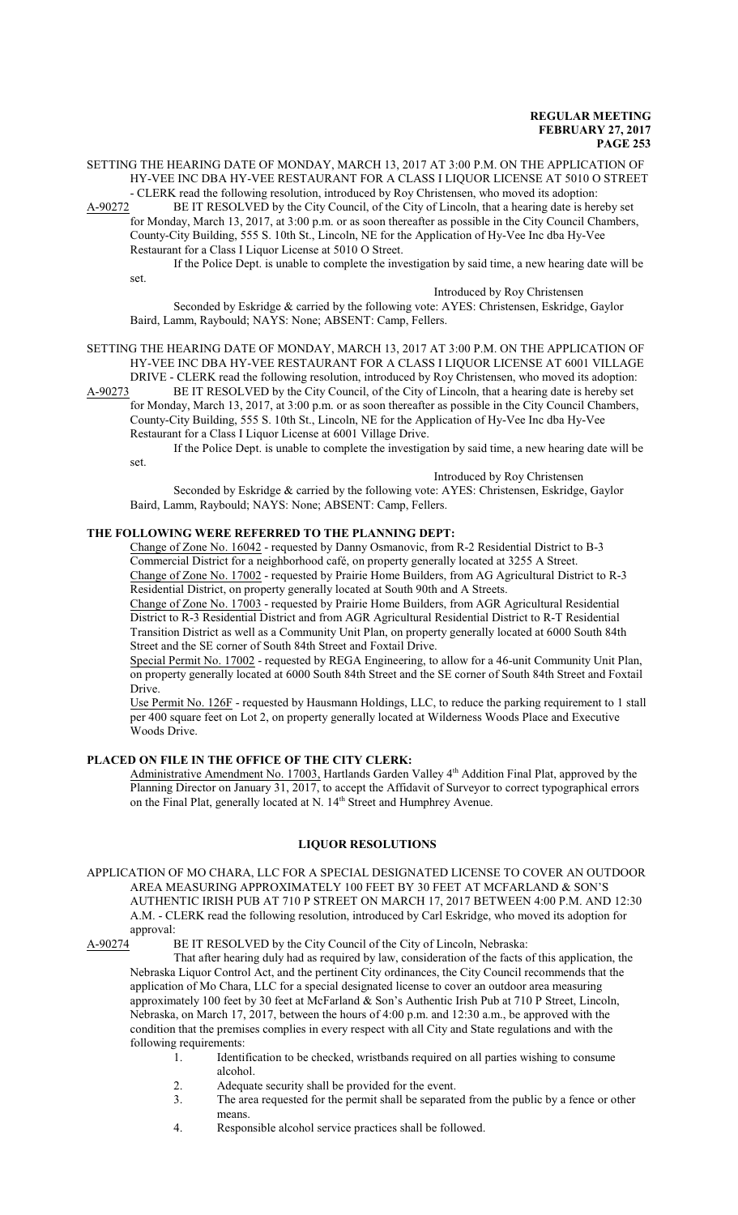SETTING THE HEARING DATE OF MONDAY, MARCH 13, 2017 AT 3:00 P.M. ON THE APPLICATION OF HY-VEE INC DBA HY-VEE RESTAURANT FOR A CLASS I LIQUOR LICENSE AT 5010 O STREET - CLERK read the following resolution, introduced by Roy Christensen, who moved its adoption:

A-90272 BE IT RESOLVED by the City Council, of the City of Lincoln, that a hearing date is hereby set for Monday, March 13, 2017, at 3:00 p.m. or as soon thereafter as possible in the City Council Chambers, County-City Building, 555 S. 10th St., Lincoln, NE for the Application of Hy-Vee Inc dba Hy-Vee Restaurant for a Class I Liquor License at 5010 O Street.

If the Police Dept. is unable to complete the investigation by said time, a new hearing date will be set.

Introduced by Roy Christensen

Seconded by Eskridge & carried by the following vote: AYES: Christensen, Eskridge, Gaylor Baird, Lamm, Raybould; NAYS: None; ABSENT: Camp, Fellers.

SETTING THE HEARING DATE OF MONDAY, MARCH 13, 2017 AT 3:00 P.M. ON THE APPLICATION OF HY-VEE INC DBA HY-VEE RESTAURANT FOR A CLASS I LIQUOR LICENSE AT 6001 VILLAGE DRIVE - CLERK read the following resolution, introduced by Roy Christensen, who moved its adoption:

A-90273 BE IT RESOLVED by the City Council, of the City of Lincoln, that a hearing date is hereby set for Monday, March 13, 2017, at 3:00 p.m. or as soon thereafter as possible in the City Council Chambers, County-City Building, 555 S. 10th St., Lincoln, NE for the Application of Hy-Vee Inc dba Hy-Vee Restaurant for a Class I Liquor License at 6001 Village Drive.

If the Police Dept. is unable to complete the investigation by said time, a new hearing date will be set.

Introduced by Roy Christensen

Seconded by Eskridge & carried by the following vote: AYES: Christensen, Eskridge, Gaylor Baird, Lamm, Raybould; NAYS: None; ABSENT: Camp, Fellers.

**THE FOLLOWING WERE REFERRED TO THE PLANNING DEPT:**

Change of Zone No. 16042 - requested by Danny Osmanovic, from R-2 Residential District to B-3 Commercial District for a neighborhood café, on property generally located at 3255 A Street.

Change of Zone No. 17002 - requested by Prairie Home Builders, from AG Agricultural District to R-3 Residential District, on property generally located at South 90th and A Streets.

Change of Zone No. 17003 - requested by Prairie Home Builders, from AGR Agricultural Residential District to R-3 Residential District and from AGR Agricultural Residential District to R-T Residential Transition District as well as a Community Unit Plan, on property generally located at 6000 South 84th Street and the SE corner of South 84th Street and Foxtail Drive.

Special Permit No. 17002 - requested by REGA Engineering, to allow for a 46-unit Community Unit Plan, on property generally located at 6000 South 84th Street and the SE corner of South 84th Street and Foxtail Drive.

Use Permit No. 126F - requested by Hausmann Holdings, LLC, to reduce the parking requirement to 1 stall per 400 square feet on Lot 2, on property generally located at Wilderness Woods Place and Executive Woods Drive.

**PLACED ON FILE IN THE OFFICE OF THE CITY CLERK:**

Administrative Amendment No. 17003, Hartlands Garden Valley 4th Addition Final Plat, approved by the Planning Director on January 31, 2017, to accept the Affidavit of Surveyor to correct typographical errors on the Final Plat, generally located at N. 14th Street and Humphrey Avenue.

**LIQUOR RESOLUTIONS**

APPLICATION OF MO CHARA, LLC FOR A SPECIAL DESIGNATED LICENSE TO COVER AN OUTDOOR AREA MEASURING APPROXIMATELY 100 FEET BY 30 FEET AT MCFARLAND & SON'S AUTHENTIC IRISH PUB AT 710 P STREET ON MARCH 17, 2017 BETWEEN 4:00 P.M. AND 12:30 A.M. - CLERK read the following resolution, introduced by Carl Eskridge, who moved its adoption for approval:

A-90274 BE IT RESOLVED by the City Council of the City of Lincoln, Nebraska:

That after hearing duly had as required by law, consideration of the facts of this application, the Nebraska Liquor Control Act, and the pertinent City ordinances, the City Council recommends that the application of Mo Chara, LLC for a special designated license to cover an outdoor area measuring approximately 100 feet by 30 feet at McFarland & Son's Authentic Irish Pub at 710 P Street, Lincoln, Nebraska, on March 17, 2017, between the hours of 4:00 p.m. and 12:30 a.m., be approved with the condition that the premises complies in every respect with all City and State regulations and with the following requirements:

1. Identification to be checked, wristbands required on all parties wishing to consume alcohol.
2. Adequate security shall be provided for the event.
3. The area requested for the permit shall be separated from the public by a fence or other means.
4. Responsible alcohol service practices shall be followed.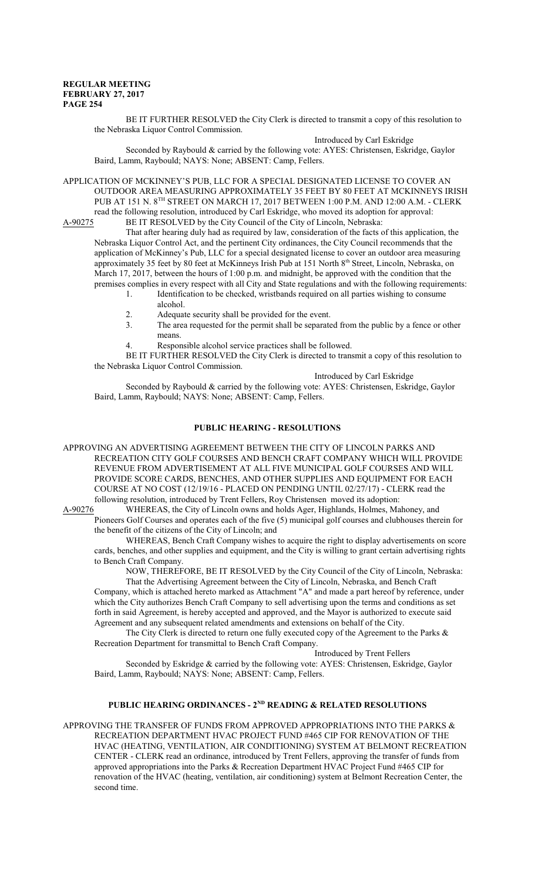BE IT FURTHER RESOLVED the City Clerk is directed to transmit a copy of this resolution to the Nebraska Liquor Control Commission.

Introduced by Carl Eskridge

Seconded by Raybould & carried by the following vote: AYES: Christensen, Eskridge, Gaylor Baird, Lamm, Raybould; NAYS: None; ABSENT: Camp, Fellers.

APPLICATION OF MCKINNEY'S PUB, LLC FOR A SPECIAL DESIGNATED LICENSE TO COVER AN OUTDOOR AREA MEASURING APPROXIMATELY 35 FEET BY 80 FEET AT MCKINNEYS IRISH PUB AT 151 N. 8TH STREET ON MARCH 17, 2017 BETWEEN 1:00 P.M. AND 12:00 A.M. - CLERK read the following resolution, introduced by Carl Eskridge, who moved its adoption for approval:

A-90275 BE IT RESOLVED by the City Council of the City of Lincoln, Nebraska:

That after hearing duly had as required by law, consideration of the facts of this application, the Nebraska Liquor Control Act, and the pertinent City ordinances, the City Council recommends that the application of McKinney's Pub, LLC for a special designated license to cover an outdoor area measuring approximately 35 feet by 80 feet at McKinneys Irish Pub at 151 North 8th Street, Lincoln, Nebraska, on March 17, 2017, between the hours of 1:00 p.m. and midnight, be approved with the condition that the premises complies in every respect with all City and State regulations and with the following requirements:

1. Identification to be checked, wristbands required on all parties wishing to consume alcohol.
2. Adequate security shall be provided for the event.
3. The area requested for the permit shall be separated from the public by a fence or other means.
4. Responsible alcohol service practices shall be followed.

BE IT FURTHER RESOLVED the City Clerk is directed to transmit a copy of this resolution to the Nebraska Liquor Control Commission.

Introduced by Carl Eskridge

Seconded by Raybould & carried by the following vote: AYES: Christensen, Eskridge, Gaylor Baird, Lamm, Raybould; NAYS: None; ABSENT: Camp, Fellers.

## PUBLIC HEARING - RESOLUTIONS

APPROVING AN ADVERTISING AGREEMENT BETWEEN THE CITY OF LINCOLN PARKS AND RECREATION CITY GOLF COURSES AND BENCH CRAFT COMPANY WHICH WILL PROVIDE REVENUE FROM ADVERTISEMENT AT ALL FIVE MUNICIPAL GOLF COURSES AND WILL PROVIDE SCORE CARDS, BENCHES, AND OTHER SUPPLIES AND EQUIPMENT FOR EACH COURSE AT NO COST (12/19/16 - PLACED ON PENDING UNTIL 02/27/17) - CLERK read the following resolution, introduced by Trent Fellers, Roy Christensen moved its adoption:

A-90276 WHEREAS, the City of Lincoln owns and holds Ager, Highlands, Holmes, Mahoney, and Pioneers Golf Courses and operates each of the five (5) municipal golf courses and clubhouses therein for the benefit of the citizens of the City of Lincoln; and

WHEREAS, Bench Craft Company wishes to acquire the right to display advertisements on score cards, benches, and other supplies and equipment, and the City is willing to grant certain advertising rights to Bench Craft Company.

NOW, THEREFORE, BE IT RESOLVED by the City Council of the City of Lincoln, Nebraska:

That the Advertising Agreement between the City of Lincoln, Nebraska, and Bench Craft Company, which is attached hereto marked as Attachment "A" and made a part hereof by reference, under which the City authorizes Bench Craft Company to sell advertising upon the terms and conditions as set forth in said Agreement, is hereby accepted and approved, and the Mayor is authorized to execute said Agreement and any subsequent related amendments and extensions on behalf of the City.

The City Clerk is directed to return one fully executed copy of the Agreement to the Parks & Recreation Department for transmittal to Bench Craft Company.

Introduced by Trent Fellers

Seconded by Eskridge & carried by the following vote: AYES: Christensen, Eskridge, Gaylor Baird, Lamm, Raybould; NAYS: None; ABSENT: Camp, Fellers.

## PUBLIC HEARING ORDINANCES - 2ND READING & RELATED RESOLUTIONS

APPROVING THE TRANSFER OF FUNDS FROM APPROVED APPROPRIATIONS INTO THE PARKS & RECREATION DEPARTMENT HVAC PROJECT FUND #465 CIP FOR RENOVATION OF THE HVAC (HEATING, VENTILATION, AIR CONDITIONING) SYSTEM AT BELMONT RECREATION CENTER - CLERK read an ordinance, introduced by Trent Fellers, approving the transfer of funds from approved appropriations into the Parks & Recreation Department HVAC Project Fund #465 CIP for renovation of the HVAC (heating, ventilation, air conditioning) system at Belmont Recreation Center, the second time.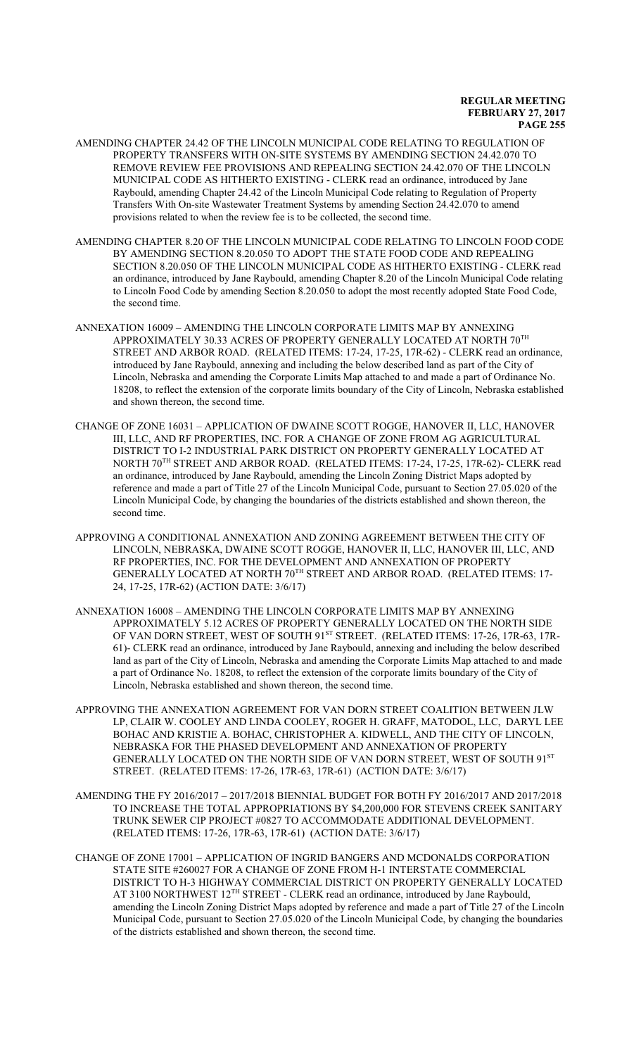AMENDING CHAPTER 24.42 OF THE LINCOLN MUNICIPAL CODE RELATING TO REGULATION OF PROPERTY TRANSFERS WITH ON-SITE SYSTEMS BY AMENDING SECTION 24.42.070 TO REMOVE REVIEW FEE PROVISIONS AND REPEALING SECTION 24.42.070 OF THE LINCOLN MUNICIPAL CODE AS HITHERTO EXISTING - CLERK read an ordinance, introduced by Jane Raybould, amending Chapter 24.42 of the Lincoln Municipal Code relating to Regulation of Property Transfers With On-site Wastewater Treatment Systems by amending Section 24.42.070 to amend provisions related to when the review fee is to be collected, the second time.

AMENDING CHAPTER 8.20 OF THE LINCOLN MUNICIPAL CODE RELATING TO LINCOLN FOOD CODE BY AMENDING SECTION 8.20.050 TO ADOPT THE STATE FOOD CODE AND REPEALING SECTION 8.20.050 OF THE LINCOLN MUNICIPAL CODE AS HITHERTO EXISTING - CLERK read an ordinance, introduced by Jane Raybould, amending Chapter 8.20 of the Lincoln Municipal Code relating to Lincoln Food Code by amending Section 8.20.050 to adopt the most recently adopted State Food Code, the second time.

ANNEXATION 16009 – AMENDING THE LINCOLN CORPORATE LIMITS MAP BY ANNEXING APPROXIMATELY 30.33 ACRES OF PROPERTY GENERALLY LOCATED AT NORTH 70TH STREET AND ARBOR ROAD. (RELATED ITEMS: 17-24, 17-25, 17R-62) - CLERK read an ordinance, introduced by Jane Raybould, annexing and including the below described land as part of the City of Lincoln, Nebraska and amending the Corporate Limits Map attached to and made a part of Ordinance No. 18208, to reflect the extension of the corporate limits boundary of the City of Lincoln, Nebraska established and shown thereon, the second time.

CHANGE OF ZONE 16031 – APPLICATION OF DWAINE SCOTT ROGGE, HANOVER II, LLC, HANOVER III, LLC, AND RF PROPERTIES, INC. FOR A CHANGE OF ZONE FROM AG AGRICULTURAL DISTRICT TO I-2 INDUSTRIAL PARK DISTRICT ON PROPERTY GENERALLY LOCATED AT NORTH 70TH STREET AND ARBOR ROAD. (RELATED ITEMS: 17-24, 17-25, 17R-62)- CLERK read an ordinance, introduced by Jane Raybould, amending the Lincoln Zoning District Maps adopted by reference and made a part of Title 27 of the Lincoln Municipal Code, pursuant to Section 27.05.020 of the Lincoln Municipal Code, by changing the boundaries of the districts established and shown thereon, the second time.

APPROVING A CONDITIONAL ANNEXATION AND ZONING AGREEMENT BETWEEN THE CITY OF LINCOLN, NEBRASKA, DWAINE SCOTT ROGGE, HANOVER II, LLC, HANOVER III, LLC, AND RF PROPERTIES, INC. FOR THE DEVELOPMENT AND ANNEXATION OF PROPERTY GENERALLY LOCATED AT NORTH 70TH STREET AND ARBOR ROAD. (RELATED ITEMS: 17-24, 17-25, 17R-62) (ACTION DATE: 3/6/17)

ANNEXATION 16008 – AMENDING THE LINCOLN CORPORATE LIMITS MAP BY ANNEXING APPROXIMATELY 5.12 ACRES OF PROPERTY GENERALLY LOCATED ON THE NORTH SIDE OF VAN DORN STREET, WEST OF SOUTH 91ST STREET. (RELATED ITEMS: 17-26, 17R-63, 17R-61)- CLERK read an ordinance, introduced by Jane Raybould, annexing and including the below described land as part of the City of Lincoln, Nebraska and amending the Corporate Limits Map attached to and made a part of Ordinance No. 18208, to reflect the extension of the corporate limits boundary of the City of Lincoln, Nebraska established and shown thereon, the second time.

APPROVING THE ANNEXATION AGREEMENT FOR VAN DORN STREET COALITION BETWEEN JLW LP, CLAIR W. COOLEY AND LINDA COOLEY, ROGER H. GRAFF, MATODOL, LLC, DARYL LEE BOHAC AND KRISTIE A. BOHAC, CHRISTOPHER A. KIDWELL, AND THE CITY OF LINCOLN, NEBRASKA FOR THE PHASED DEVELOPMENT AND ANNEXATION OF PROPERTY GENERALLY LOCATED ON THE NORTH SIDE OF VAN DORN STREET, WEST OF SOUTH 91ST STREET. (RELATED ITEMS: 17-26, 17R-63, 17R-61) (ACTION DATE: 3/6/17)

AMENDING THE FY 2016/2017 – 2017/2018 BIENNIAL BUDGET FOR BOTH FY 2016/2017 AND 2017/2018 TO INCREASE THE TOTAL APPROPRIATIONS BY $4,200,000 FOR STEVENS CREEK SANITARY TRUNK SEWER CIP PROJECT #0827 TO ACCOMMODATE ADDITIONAL DEVELOPMENT. (RELATED ITEMS: 17-26, 17R-63, 17R-61) (ACTION DATE: 3/6/17)

CHANGE OF ZONE 17001 – APPLICATION OF INGRID BANGERS AND MCDONALDS CORPORATION STATE SITE #260027 FOR A CHANGE OF ZONE FROM H-1 INTERSTATE COMMERCIAL DISTRICT TO H-3 HIGHWAY COMMERCIAL DISTRICT ON PROPERTY GENERALLY LOCATED AT 3100 NORTHWEST 12TH STREET - CLERK read an ordinance, introduced by Jane Raybould, amending the Lincoln Zoning District Maps adopted by reference and made a part of Title 27 of the Lincoln Municipal Code, pursuant to Section 27.05.020 of the Lincoln Municipal Code, by changing the boundaries of the districts established and shown thereon, the second time.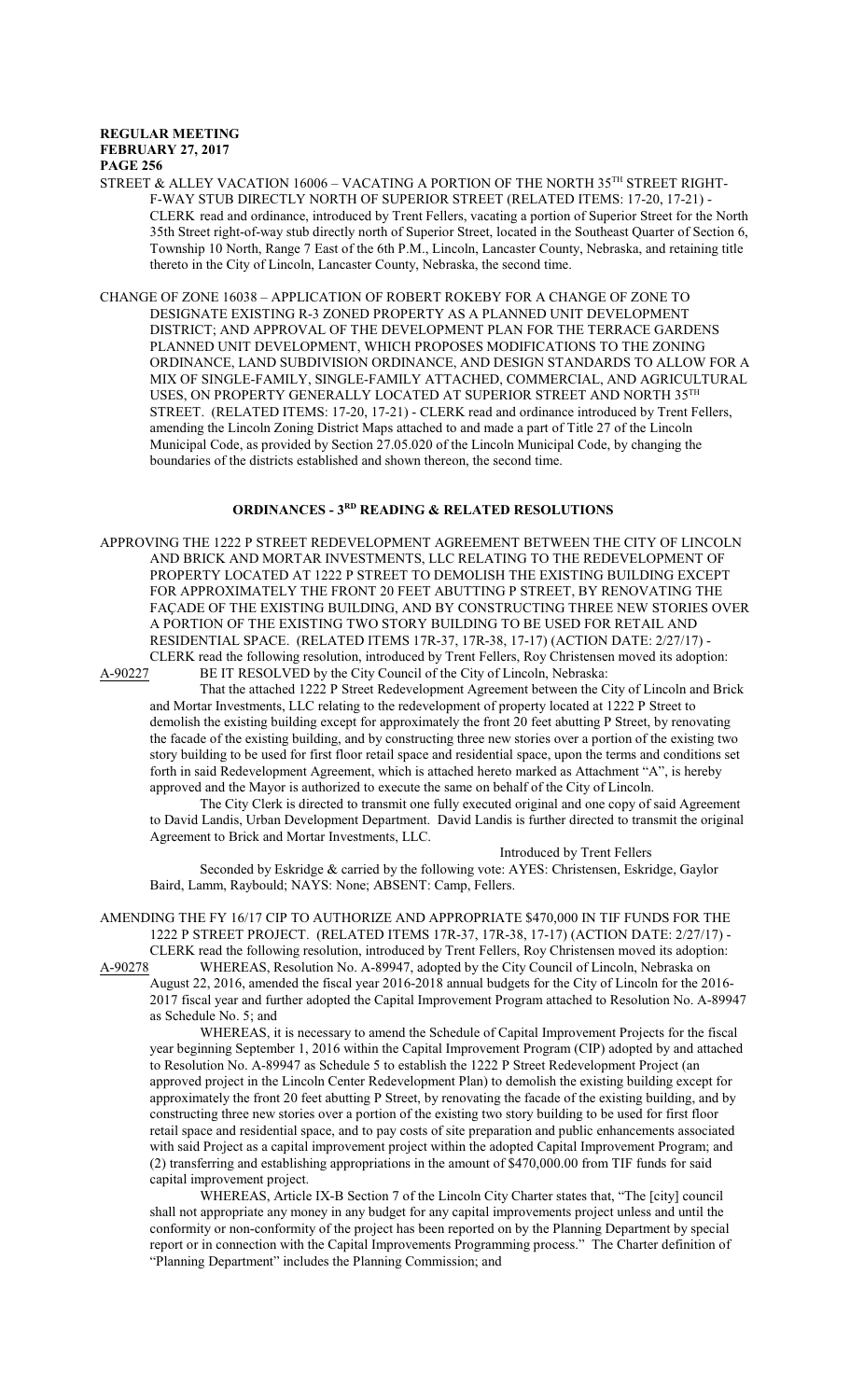STREET & ALLEY VACATION 16006 – VACATING A PORTION OF THE NORTH 35TH STREET RIGHT-F-WAY STUB DIRECTLY NORTH OF SUPERIOR STREET (RELATED ITEMS: 17-20, 17-21) - CLERK read and ordinance, introduced by Trent Fellers, vacating a portion of Superior Street for the North 35th Street right-of-way stub directly north of Superior Street, located in the Southeast Quarter of Section 6, Township 10 North, Range 7 East of the 6th P.M., Lincoln, Lancaster County, Nebraska, and retaining title thereto in the City of Lincoln, Lancaster County, Nebraska, the second time.

CHANGE OF ZONE 16038 – APPLICATION OF ROBERT ROKEBY FOR A CHANGE OF ZONE TO DESIGNATE EXISTING R-3 ZONED PROPERTY AS A PLANNED UNIT DEVELOPMENT DISTRICT; AND APPROVAL OF THE DEVELOPMENT PLAN FOR THE TERRACE GARDENS PLANNED UNIT DEVELOPMENT, WHICH PROPOSES MODIFICATIONS TO THE ZONING ORDINANCE, LAND SUBDIVISION ORDINANCE, AND DESIGN STANDARDS TO ALLOW FOR A MIX OF SINGLE-FAMILY, SINGLE-FAMILY ATTACHED, COMMERCIAL, AND AGRICULTURAL USES, ON PROPERTY GENERALLY LOCATED AT SUPERIOR STREET AND NORTH 35TH STREET. (RELATED ITEMS: 17-20, 17-21) - CLERK read and ordinance introduced by Trent Fellers, amending the Lincoln Zoning District Maps attached to and made a part of Title 27 of the Lincoln Municipal Code, as provided by Section 27.05.020 of the Lincoln Municipal Code, by changing the boundaries of the districts established and shown thereon, the second time.

## ORDINANCES - 3RD READING & RELATED RESOLUTIONS

APPROVING THE 1222 P STREET REDEVELOPMENT AGREEMENT BETWEEN THE CITY OF LINCOLN AND BRICK AND MORTAR INVESTMENTS, LLC RELATING TO THE REDEVELOPMENT OF PROPERTY LOCATED AT 1222 P STREET TO DEMOLISH THE EXISTING BUILDING EXCEPT FOR APPROXIMATELY THE FRONT 20 FEET ABUTTING P STREET, BY RENOVATING THE FAÇADE OF THE EXISTING BUILDING, AND BY CONSTRUCTING THREE NEW STORIES OVER A PORTION OF THE EXISTING TWO STORY BUILDING TO BE USED FOR RETAIL AND RESIDENTIAL SPACE. (RELATED ITEMS 17R-37, 17R-38, 17-17) (ACTION DATE: 2/27/17) - CLERK read the following resolution, introduced by Trent Fellers, Roy Christensen moved its adoption:

A-90227 BE IT RESOLVED by the City Council of the City of Lincoln, Nebraska:

That the attached 1222 P Street Redevelopment Agreement between the City of Lincoln and Brick and Mortar Investments, LLC relating to the redevelopment of property located at 1222 P Street to demolish the existing building except for approximately the front 20 feet abutting P Street, by renovating the facade of the existing building, and by constructing three new stories over a portion of the existing two story building to be used for first floor retail space and residential space, upon the terms and conditions set forth in said Redevelopment Agreement, which is attached hereto marked as Attachment "A", is hereby approved and the Mayor is authorized to execute the same on behalf of the City of Lincoln.

The City Clerk is directed to transmit one fully executed original and one copy of said Agreement to David Landis, Urban Development Department. David Landis is further directed to transmit the original Agreement to Brick and Mortar Investments, LLC.

Introduced by Trent Fellers

Seconded by Eskridge & carried by the following vote: AYES: Christensen, Eskridge, Gaylor Baird, Lamm, Raybould; NAYS: None; ABSENT: Camp, Fellers.

AMENDING THE FY 16/17 CIP TO AUTHORIZE AND APPROPRIATE $470,000 IN TIF FUNDS FOR THE 1222 P STREET PROJECT. (RELATED ITEMS 17R-37, 17R-38, 17-17) (ACTION DATE: 2/27/17) - CLERK read the following resolution, introduced by Trent Fellers, Roy Christensen moved its adoption:

A-90278 WHEREAS, Resolution No. A-89947, adopted by the City Council of Lincoln, Nebraska on August 22, 2016, amended the fiscal year 2016-2018 annual budgets for the City of Lincoln for the 2016-2017 fiscal year and further adopted the Capital Improvement Program attached to Resolution No. A-89947 as Schedule No. 5; and

WHEREAS, it is necessary to amend the Schedule of Capital Improvement Projects for the fiscal year beginning September 1, 2016 within the Capital Improvement Program (CIP) adopted by and attached to Resolution No. A-89947 as Schedule 5 to establish the 1222 P Street Redevelopment Project (an approved project in the Lincoln Center Redevelopment Plan) to demolish the existing building except for approximately the front 20 feet abutting P Street, by renovating the facade of the existing building, and by constructing three new stories over a portion of the existing two story building to be used for first floor retail space and residential space, and to pay costs of site preparation and public enhancements associated with said Project as a capital improvement project within the adopted Capital Improvement Program; and (2) transferring and establishing appropriations in the amount of $470,000.00 from TIF funds for said capital improvement project.

WHEREAS, Article IX-B Section 7 of the Lincoln City Charter states that, "The [city] council shall not appropriate any money in any budget for any capital improvements project unless and until the conformity or non-conformity of the project has been reported on by the Planning Department by special report or in connection with the Capital Improvements Programming process." The Charter definition of "Planning Department" includes the Planning Commission; and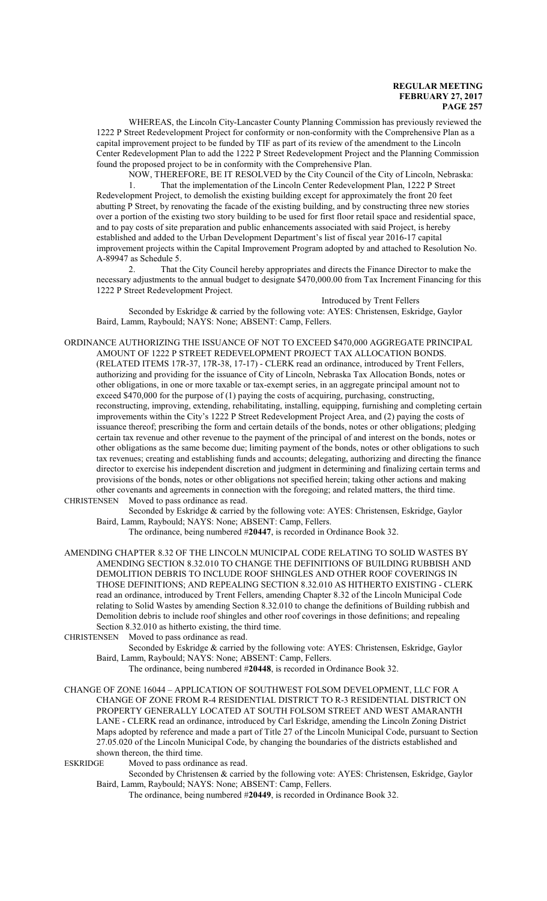WHEREAS, the Lincoln City-Lancaster County Planning Commission has previously reviewed the 1222 P Street Redevelopment Project for conformity or non-conformity with the Comprehensive Plan as a capital improvement project to be funded by TIF as part of its review of the amendment to the Lincoln Center Redevelopment Plan to add the 1222 P Street Redevelopment Project and the Planning Commission found the proposed project to be in conformity with the Comprehensive Plan.

NOW, THEREFORE, BE IT RESOLVED by the City Council of the City of Lincoln, Nebraska:

1. That the implementation of the Lincoln Center Redevelopment Plan, 1222 P Street Redevelopment Project, to demolish the existing building except for approximately the front 20 feet abutting P Street, by renovating the facade of the existing building, and by constructing three new stories over a portion of the existing two story building to be used for first floor retail space and residential space, and to pay costs of site preparation and public enhancements associated with said Project, is hereby established and added to the Urban Development Department's list of fiscal year 2016-17 capital improvement projects within the Capital Improvement Program adopted by and attached to Resolution No. A-89947 as Schedule 5.

2. That the City Council hereby appropriates and directs the Finance Director to make the necessary adjustments to the annual budget to designate $470,000.00 from Tax Increment Financing for this 1222 P Street Redevelopment Project.

Introduced by Trent Fellers

Seconded by Eskridge & carried by the following vote: AYES: Christensen, Eskridge, Gaylor Baird, Lamm, Raybould; NAYS: None; ABSENT: Camp, Fellers.

ORDINANCE AUTHORIZING THE ISSUANCE OF NOT TO EXCEED $470,000 AGGREGATE PRINCIPAL AMOUNT OF 1222 P STREET REDEVELOPMENT PROJECT TAX ALLOCATION BONDS. (RELATED ITEMS 17R-37, 17R-38, 17-17) - CLERK read an ordinance, introduced by Trent Fellers, authorizing and providing for the issuance of City of Lincoln, Nebraska Tax Allocation Bonds, notes or other obligations, in one or more taxable or tax-exempt series, in an aggregate principal amount not to exceed $470,000 for the purpose of (1) paying the costs of acquiring, purchasing, constructing, reconstructing, improving, extending, rehabilitating, installing, equipping, furnishing and completing certain improvements within the City's 1222 P Street Redevelopment Project Area, and (2) paying the costs of issuance thereof; prescribing the form and certain details of the bonds, notes or other obligations; pledging certain tax revenue and other revenue to the payment of the principal of and interest on the bonds, notes or other obligations as the same become due; limiting payment of the bonds, notes or other obligations to such tax revenues; creating and establishing funds and accounts; delegating, authorizing and directing the finance director to exercise his independent discretion and judgment in determining and finalizing certain terms and provisions of the bonds, notes or other obligations not specified herein; taking other actions and making other covenants and agreements in connection with the foregoing; and related matters, the third time.

CHRISTENSEN Moved to pass ordinance as read.

Seconded by Eskridge & carried by the following vote: AYES: Christensen, Eskridge, Gaylor Baird, Lamm, Raybould; NAYS: None; ABSENT: Camp, Fellers.

The ordinance, being numbered #**20447**, is recorded in Ordinance Book 32.

AMENDING CHAPTER 8.32 OF THE LINCOLN MUNICIPAL CODE RELATING TO SOLID WASTES BY AMENDING SECTION 8.32.010 TO CHANGE THE DEFINITIONS OF BUILDING RUBBISH AND DEMOLITION DEBRIS TO INCLUDE ROOF SHINGLES AND OTHER ROOF COVERINGS IN THOSE DEFINITIONS; AND REPEALING SECTION 8.32.010 AS HITHERTO EXISTING - CLERK read an ordinance, introduced by Trent Fellers, amending Chapter 8.32 of the Lincoln Municipal Code relating to Solid Wastes by amending Section 8.32.010 to change the definitions of Building rubbish and Demolition debris to include roof shingles and other roof coverings in those definitions; and repealing Section 8.32.010 as hitherto existing, the third time.

CHRISTENSEN Moved to pass ordinance as read.

Seconded by Eskridge & carried by the following vote: AYES: Christensen, Eskridge, Gaylor Baird, Lamm, Raybould; NAYS: None; ABSENT: Camp, Fellers.

The ordinance, being numbered #**20448**, is recorded in Ordinance Book 32.

CHANGE OF ZONE 16044 – APPLICATION OF SOUTHWEST FOLSOM DEVELOPMENT, LLC FOR A CHANGE OF ZONE FROM R-4 RESIDENTIAL DISTRICT TO R-3 RESIDENTIAL DISTRICT ON PROPERTY GENERALLY LOCATED AT SOUTH FOLSOM STREET AND WEST AMARANTH LANE - CLERK read an ordinance, introduced by Carl Eskridge, amending the Lincoln Zoning District Maps adopted by reference and made a part of Title 27 of the Lincoln Municipal Code, pursuant to Section 27.05.020 of the Lincoln Municipal Code, by changing the boundaries of the districts established and shown thereon, the third time.

ESKRIDGE Moved to pass ordinance as read.

Seconded by Christensen & carried by the following vote: AYES: Christensen, Eskridge, Gaylor Baird, Lamm, Raybould; NAYS: None; ABSENT: Camp, Fellers.

The ordinance, being numbered #**20449**, is recorded in Ordinance Book 32.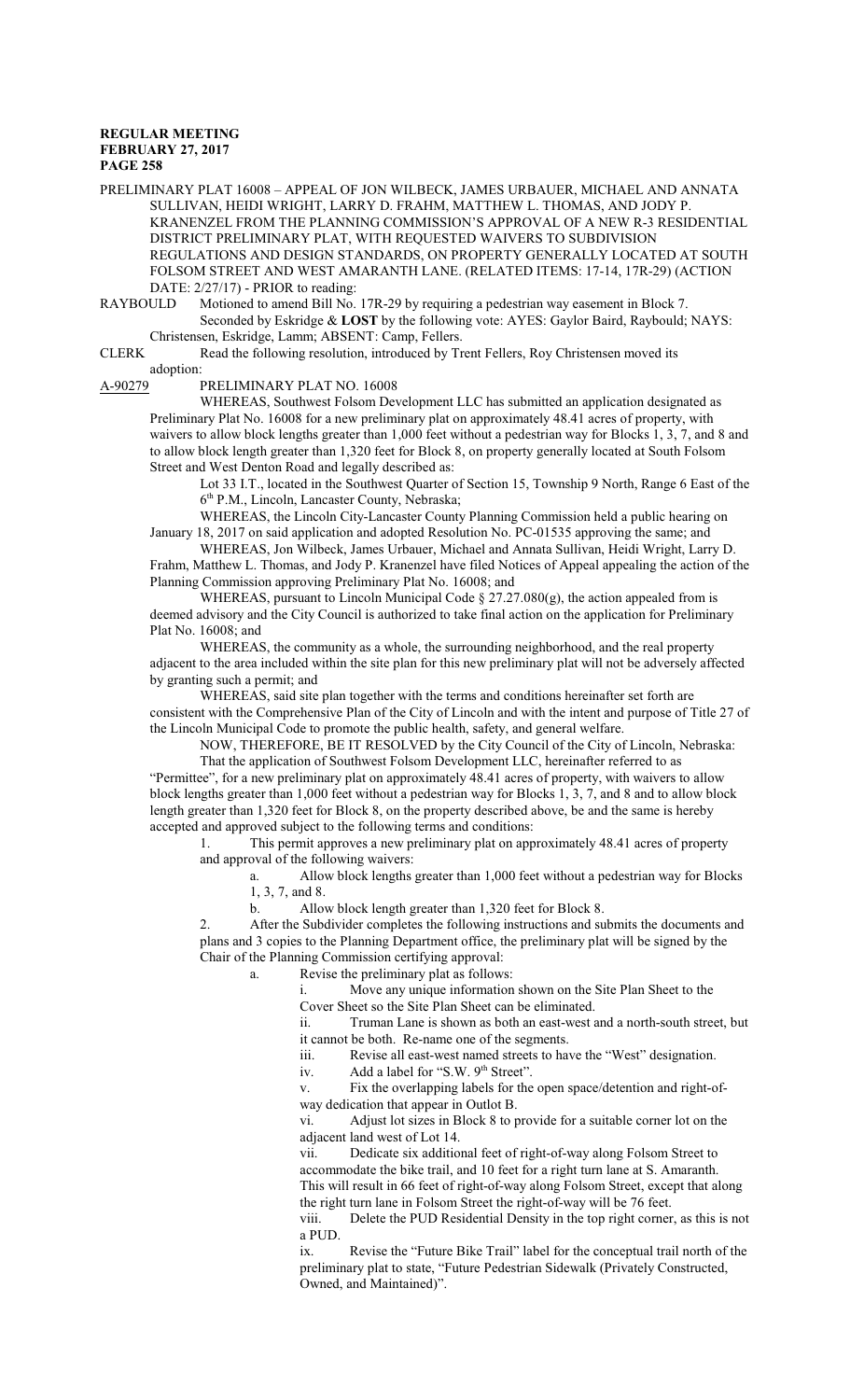PRELIMINARY PLAT 16008 – APPEAL OF JON WILBECK, JAMES URBAUER, MICHAEL AND ANNATA SULLIVAN, HEIDI WRIGHT, LARRY D. FRAHM, MATTHEW L. THOMAS, AND JODY P. KRANENZEL FROM THE PLANNING COMMISSION'S APPROVAL OF A NEW R-3 RESIDENTIAL DISTRICT PRELIMINARY PLAT, WITH REQUESTED WAIVERS TO SUBDIVISION REGULATIONS AND DESIGN STANDARDS, ON PROPERTY GENERALLY LOCATED AT SOUTH FOLSOM STREET AND WEST AMARANTH LANE. (RELATED ITEMS: 17-14, 17R-29) (ACTION DATE: 2/27/17) - PRIOR to reading:

RAYBOULD Motioned to amend Bill No. 17R-29 by requiring a pedestrian way easement in Block 7. Seconded by Eskridge & **LOST** by the following vote: AYES: Gaylor Baird, Raybould; NAYS: Christensen, Eskridge, Lamm; ABSENT: Camp, Fellers.

CLERK Read the following resolution, introduced by Trent Fellers, Roy Christensen moved its adoption:

A-90279 PRELIMINARY PLAT NO. 16008

WHEREAS, Southwest Folsom Development LLC has submitted an application designated as Preliminary Plat No. 16008 for a new preliminary plat on approximately 48.41 acres of property, with waivers to allow block lengths greater than 1,000 feet without a pedestrian way for Blocks 1, 3, 7, and 8 and to allow block length greater than 1,320 feet for Block 8, on property generally located at South Folsom Street and West Denton Road and legally described as:

Lot 33 I.T., located in the Southwest Quarter of Section 15, Township 9 North, Range 6 East of the 6th P.M., Lincoln, Lancaster County, Nebraska;

WHEREAS, the Lincoln City-Lancaster County Planning Commission held a public hearing on January 18, 2017 on said application and adopted Resolution No. PC-01535 approving the same; and

WHEREAS, Jon Wilbeck, James Urbauer, Michael and Annata Sullivan, Heidi Wright, Larry D. Frahm, Matthew L. Thomas, and Jody P. Kranenzel have filed Notices of Appeal appealing the action of the Planning Commission approving Preliminary Plat No. 16008; and

WHEREAS, pursuant to Lincoln Municipal Code § 27.27.080(g), the action appealed from is deemed advisory and the City Council is authorized to take final action on the application for Preliminary Plat No. 16008; and

WHEREAS, the community as a whole, the surrounding neighborhood, and the real property adjacent to the area included within the site plan for this new preliminary plat will not be adversely affected by granting such a permit; and

WHEREAS, said site plan together with the terms and conditions hereinafter set forth are consistent with the Comprehensive Plan of the City of Lincoln and with the intent and purpose of Title 27 of the Lincoln Municipal Code to promote the public health, safety, and general welfare.

NOW, THEREFORE, BE IT RESOLVED by the City Council of the City of Lincoln, Nebraska:

That the application of Southwest Folsom Development LLC, hereinafter referred to as "Permittee", for a new preliminary plat on approximately 48.41 acres of property, with waivers to allow block lengths greater than 1,000 feet without a pedestrian way for Blocks 1, 3, 7, and 8 and to allow block length greater than 1,320 feet for Block 8, on the property described above, be and the same is hereby accepted and approved subject to the following terms and conditions:

1. This permit approves a new preliminary plat on approximately 48.41 acres of property and approval of the following waivers:

   a. Allow block lengths greater than 1,000 feet without a pedestrian way for Blocks 1, 3, 7, and 8.

   b. Allow block length greater than 1,320 feet for Block 8.

2. After the Subdivider completes the following instructions and submits the documents and plans and 3 copies to the Planning Department office, the preliminary plat will be signed by the Chair of the Planning Commission certifying approval:

   a. Revise the preliminary plat as follows:

      i. Move any unique information shown on the Site Plan Sheet to the Cover Sheet so the Site Plan Sheet can be eliminated.

      ii. Truman Lane is shown as both an east-west and a north-south street, but it cannot be both. Re-name one of the segments.

      iii. Revise all east-west named streets to have the "West" designation.

      iv. Add a label for "S.W. 9th Street".

      v. Fix the overlapping labels for the open space/detention and right-of-way dedication that appear in Outlot B.

      vi. Adjust lot sizes in Block 8 to provide for a suitable corner lot on the adjacent land west of Lot 14.

      vii. Dedicate six additional feet of right-of-way along Folsom Street to accommodate the bike trail, and 10 feet for a right turn lane at S. Amaranth. This will result in 66 feet of right-of-way along Folsom Street, except that along the right turn lane in Folsom Street the right-of-way will be 76 feet.

      viii. Delete the PUD Residential Density in the top right corner, as this is not a PUD.

      ix. Revise the "Future Bike Trail" label for the conceptual trail north of the preliminary plat to state, "Future Pedestrian Sidewalk (Privately Constructed, Owned, and Maintained)".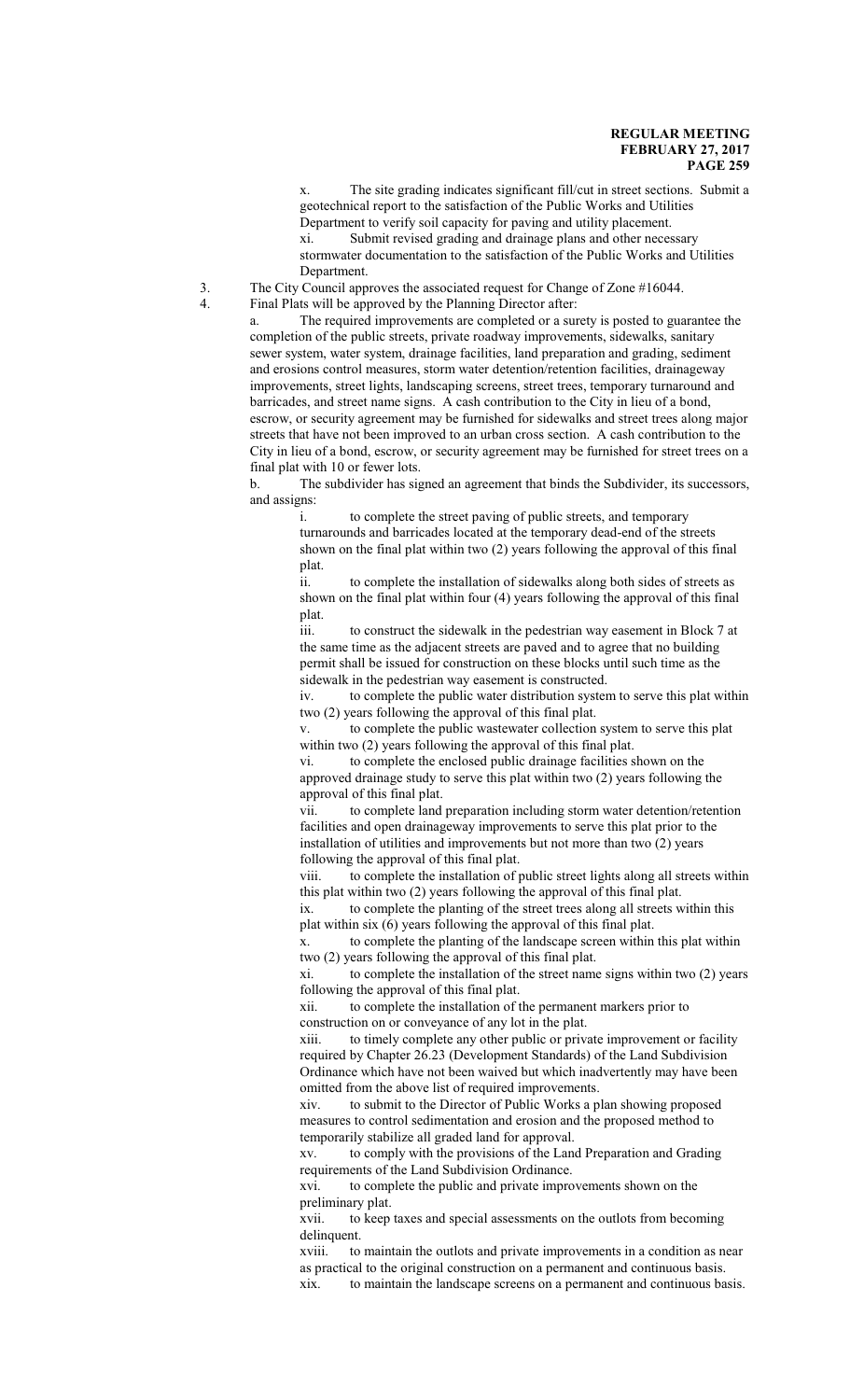x. The site grading indicates significant fill/cut in street sections. Submit a geotechnical report to the satisfaction of the Public Works and Utilities Department to verify soil capacity for paving and utility placement.

xi. Submit revised grading and drainage plans and other necessary stormwater documentation to the satisfaction of the Public Works and Utilities Department.

3. The City Council approves the associated request for Change of Zone #16044.

4. Final Plats will be approved by the Planning Director after:

a. The required improvements are completed or a surety is posted to guarantee the completion of the public streets, private roadway improvements, sidewalks, sanitary sewer system, water system, drainage facilities, land preparation and grading, sediment and erosions control measures, storm water detention/retention facilities, drainageway improvements, street lights, landscaping screens, street trees, temporary turnaround and barricades, and street name signs. A cash contribution to the City in lieu of a bond, escrow, or security agreement may be furnished for sidewalks and street trees along major streets that have not been improved to an urban cross section. A cash contribution to the City in lieu of a bond, escrow, or security agreement may be furnished for street trees on a final plat with 10 or fewer lots.

b. The subdivider has signed an agreement that binds the Subdivider, its successors, and assigns:

i. to complete the street paving of public streets, and temporary turnarounds and barricades located at the temporary dead-end of the streets shown on the final plat within two (2) years following the approval of this final plat.

ii. to complete the installation of sidewalks along both sides of streets as shown on the final plat within four (4) years following the approval of this final plat.

iii. to construct the sidewalk in the pedestrian way easement in Block 7 at the same time as the adjacent streets are paved and to agree that no building permit shall be issued for construction on these blocks until such time as the sidewalk in the pedestrian way easement is constructed.

iv. to complete the public water distribution system to serve this plat within two (2) years following the approval of this final plat.

v. to complete the public wastewater collection system to serve this plat within two (2) years following the approval of this final plat.

vi. to complete the enclosed public drainage facilities shown on the approved drainage study to serve this plat within two (2) years following the approval of this final plat.

vii. to complete land preparation including storm water detention/retention facilities and open drainageway improvements to serve this plat prior to the installation of utilities and improvements but not more than two (2) years following the approval of this final plat.

viii. to complete the installation of public street lights along all streets within this plat within two (2) years following the approval of this final plat.

ix. to complete the planting of the street trees along all streets within this plat within six (6) years following the approval of this final plat.

x. to complete the planting of the landscape screen within this plat within two (2) years following the approval of this final plat.

xi. to complete the installation of the street name signs within two (2) years following the approval of this final plat.

xii. to complete the installation of the permanent markers prior to construction on or conveyance of any lot in the plat.

xiii. to timely complete any other public or private improvement or facility required by Chapter 26.23 (Development Standards) of the Land Subdivision Ordinance which have not been waived but which inadvertently may have been omitted from the above list of required improvements.

xiv. to submit to the Director of Public Works a plan showing proposed measures to control sedimentation and erosion and the proposed method to temporarily stabilize all graded land for approval.

xv. to comply with the provisions of the Land Preparation and Grading requirements of the Land Subdivision Ordinance.

xvi. to complete the public and private improvements shown on the preliminary plat.

xvii. to keep taxes and special assessments on the outlots from becoming delinquent.

xviii. to maintain the outlots and private improvements in a condition as near as practical to the original construction on a permanent and continuous basis.

xix. to maintain the landscape screens on a permanent and continuous basis.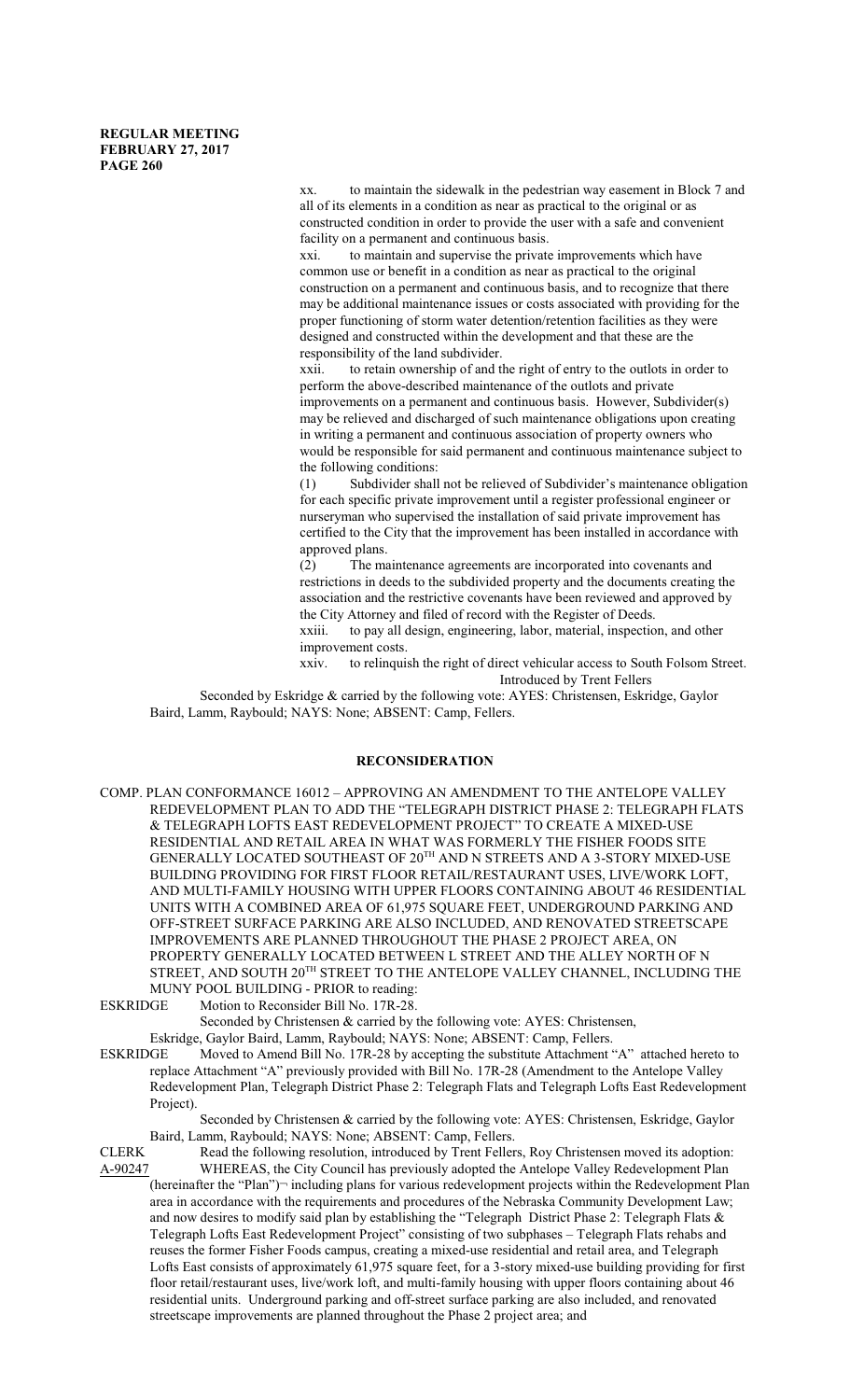xx. to maintain the sidewalk in the pedestrian way easement in Block 7 and all of its elements in a condition as near as practical to the original or as constructed condition in order to provide the user with a safe and convenient facility on a permanent and continuous basis.

xxi. to maintain and supervise the private improvements which have common use or benefit in a condition as near as practical to the original construction on a permanent and continuous basis, and to recognize that there may be additional maintenance issues or costs associated with providing for the proper functioning of storm water detention/retention facilities as they were designed and constructed within the development and that these are the responsibility of the land subdivider.

xxii. to retain ownership of and the right of entry to the outlots in order to perform the above-described maintenance of the outlots and private improvements on a permanent and continuous basis. However, Subdivider(s) may be relieved and discharged of such maintenance obligations upon creating in writing a permanent and continuous association of property owners who would be responsible for said permanent and continuous maintenance subject to the following conditions:

(1) Subdivider shall not be relieved of Subdivider's maintenance obligation for each specific private improvement until a register professional engineer or nurseryman who supervised the installation of said private improvement has certified to the City that the improvement has been installed in accordance with approved plans.

(2) The maintenance agreements are incorporated into covenants and restrictions in deeds to the subdivided property and the documents creating the association and the restrictive covenants have been reviewed and approved by the City Attorney and filed of record with the Register of Deeds.

xxiii. to pay all design, engineering, labor, material, inspection, and other improvement costs.

xxiv. to relinquish the right of direct vehicular access to South Folsom Street.

Introduced by Trent Fellers

Seconded by Eskridge & carried by the following vote: AYES: Christensen, Eskridge, Gaylor Baird, Lamm, Raybould; NAYS: None; ABSENT: Camp, Fellers.

## RECONSIDERATION

COMP. PLAN CONFORMANCE 16012 – APPROVING AN AMENDMENT TO THE ANTELOPE VALLEY REDEVELOPMENT PLAN TO ADD THE "TELEGRAPH DISTRICT PHASE 2: TELEGRAPH FLATS & TELEGRAPH LOFTS EAST REDEVELOPMENT PROJECT" TO CREATE A MIXED-USE RESIDENTIAL AND RETAIL AREA IN WHAT WAS FORMERLY THE FISHER FOODS SITE GENERALLY LOCATED SOUTHEAST OF 20TH AND N STREETS AND A 3-STORY MIXED-USE BUILDING PROVIDING FOR FIRST FLOOR RETAIL/RESTAURANT USES, LIVE/WORK LOFT, AND MULTI-FAMILY HOUSING WITH UPPER FLOORS CONTAINING ABOUT 46 RESIDENTIAL UNITS WITH A COMBINED AREA OF 61,975 SQUARE FEET, UNDERGROUND PARKING AND OFF-STREET SURFACE PARKING ARE ALSO INCLUDED, AND RENOVATED STREETSCAPE IMPROVEMENTS ARE PLANNED THROUGHOUT THE PHASE 2 PROJECT AREA, ON PROPERTY GENERALLY LOCATED BETWEEN L STREET AND THE ALLEY NORTH OF N STREET, AND SOUTH 20TH STREET TO THE ANTELOPE VALLEY CHANNEL, INCLUDING THE MUNY POOL BUILDING - PRIOR to reading:

ESKRIDGE Motion to Reconsider Bill No. 17R-28.

Seconded by Christensen & carried by the following vote: AYES: Christensen, Eskridge, Gaylor Baird, Lamm, Raybould; NAYS: None; ABSENT: Camp, Fellers.

ESKRIDGE Moved to Amend Bill No. 17R-28 by accepting the substitute Attachment "A" attached hereto to replace Attachment "A" previously provided with Bill No. 17R-28 (Amendment to the Antelope Valley Redevelopment Plan, Telegraph District Phase 2: Telegraph Flats and Telegraph Lofts East Redevelopment Project).

Seconded by Christensen & carried by the following vote: AYES: Christensen, Eskridge, Gaylor Baird, Lamm, Raybould; NAYS: None; ABSENT: Camp, Fellers.

CLERK Read the following resolution, introduced by Trent Fellers, Roy Christensen moved its adoption:

A-90247 WHEREAS, the City Council has previously adopted the Antelope Valley Redevelopment Plan (hereinafter the "Plan")¬ including plans for various redevelopment projects within the Redevelopment Plan area in accordance with the requirements and procedures of the Nebraska Community Development Law; and now desires to modify said plan by establishing the "Telegraph District Phase 2: Telegraph Flats & Telegraph Lofts East Redevelopment Project" consisting of two subphases – Telegraph Flats rehabs and reuses the former Fisher Foods campus, creating a mixed-use residential and retail area, and Telegraph Lofts East consists of approximately 61,975 square feet, for a 3-story mixed-use building providing for first floor retail/restaurant uses, live/work loft, and multi-family housing with upper floors containing about 46 residential units. Underground parking and off-street surface parking are also included, and renovated streetscape improvements are planned throughout the Phase 2 project area; and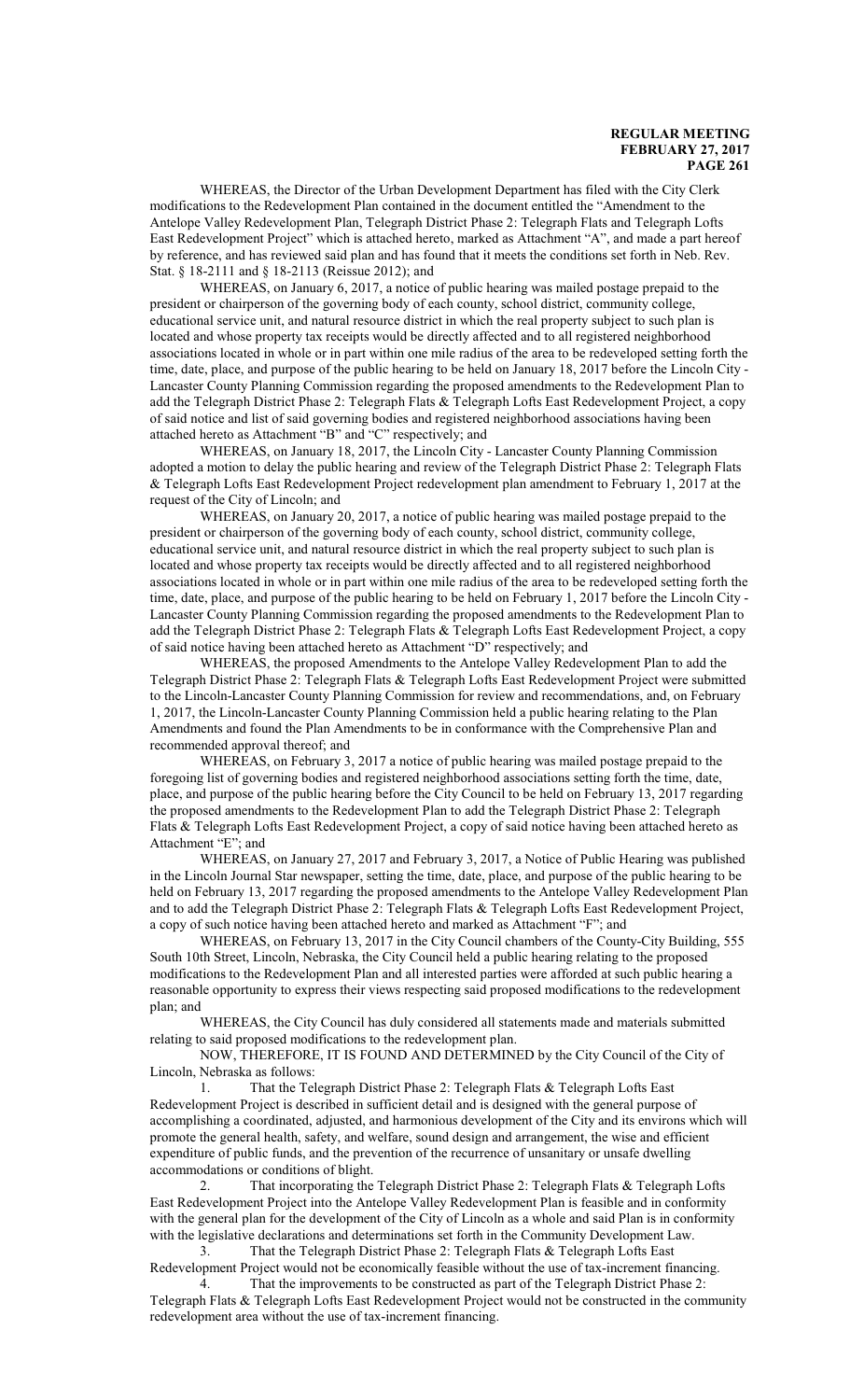WHEREAS, the Director of the Urban Development Department has filed with the City Clerk modifications to the Redevelopment Plan contained in the document entitled the "Amendment to the Antelope Valley Redevelopment Plan, Telegraph District Phase 2: Telegraph Flats and Telegraph Lofts East Redevelopment Project" which is attached hereto, marked as Attachment "A", and made a part hereof by reference, and has reviewed said plan and has found that it meets the conditions set forth in Neb. Rev. Stat. § 18-2111 and § 18-2113 (Reissue 2012); and

WHEREAS, on January 6, 2017, a notice of public hearing was mailed postage prepaid to the president or chairperson of the governing body of each county, school district, community college, educational service unit, and natural resource district in which the real property subject to such plan is located and whose property tax receipts would be directly affected and to all registered neighborhood associations located in whole or in part within one mile radius of the area to be redeveloped setting forth the time, date, place, and purpose of the public hearing to be held on January 18, 2017 before the Lincoln City - Lancaster County Planning Commission regarding the proposed amendments to the Redevelopment Plan to add the Telegraph District Phase 2: Telegraph Flats & Telegraph Lofts East Redevelopment Project, a copy of said notice and list of said governing bodies and registered neighborhood associations having been attached hereto as Attachment "B" and "C" respectively; and

WHEREAS, on January 18, 2017, the Lincoln City - Lancaster County Planning Commission adopted a motion to delay the public hearing and review of the Telegraph District Phase 2: Telegraph Flats & Telegraph Lofts East Redevelopment Project redevelopment plan amendment to February 1, 2017 at the request of the City of Lincoln; and

WHEREAS, on January 20, 2017, a notice of public hearing was mailed postage prepaid to the president or chairperson of the governing body of each county, school district, community college, educational service unit, and natural resource district in which the real property subject to such plan is located and whose property tax receipts would be directly affected and to all registered neighborhood associations located in whole or in part within one mile radius of the area to be redeveloped setting forth the time, date, place, and purpose of the public hearing to be held on February 1, 2017 before the Lincoln City - Lancaster County Planning Commission regarding the proposed amendments to the Redevelopment Plan to add the Telegraph District Phase 2: Telegraph Flats & Telegraph Lofts East Redevelopment Project, a copy of said notice having been attached hereto as Attachment "D" respectively; and

WHEREAS, the proposed Amendments to the Antelope Valley Redevelopment Plan to add the Telegraph District Phase 2: Telegraph Flats & Telegraph Lofts East Redevelopment Project were submitted to the Lincoln-Lancaster County Planning Commission for review and recommendations, and, on February 1, 2017, the Lincoln-Lancaster County Planning Commission held a public hearing relating to the Plan Amendments and found the Plan Amendments to be in conformance with the Comprehensive Plan and recommended approval thereof; and

WHEREAS, on February 3, 2017 a notice of public hearing was mailed postage prepaid to the foregoing list of governing bodies and registered neighborhood associations setting forth the time, date, place, and purpose of the public hearing before the City Council to be held on February 13, 2017 regarding the proposed amendments to the Redevelopment Plan to add the Telegraph District Phase 2: Telegraph Flats & Telegraph Lofts East Redevelopment Project, a copy of said notice having been attached hereto as Attachment "E"; and

WHEREAS, on January 27, 2017 and February 3, 2017, a Notice of Public Hearing was published in the Lincoln Journal Star newspaper, setting the time, date, place, and purpose of the public hearing to be held on February 13, 2017 regarding the proposed amendments to the Antelope Valley Redevelopment Plan and to add the Telegraph District Phase 2: Telegraph Flats & Telegraph Lofts East Redevelopment Project, a copy of such notice having been attached hereto and marked as Attachment "F"; and

WHEREAS, on February 13, 2017 in the City Council chambers of the County-City Building, 555 South 10th Street, Lincoln, Nebraska, the City Council held a public hearing relating to the proposed modifications to the Redevelopment Plan and all interested parties were afforded at such public hearing a reasonable opportunity to express their views respecting said proposed modifications to the redevelopment plan; and

WHEREAS, the City Council has duly considered all statements made and materials submitted relating to said proposed modifications to the redevelopment plan.

NOW, THEREFORE, IT IS FOUND AND DETERMINED by the City Council of the City of Lincoln, Nebraska as follows:

1. That the Telegraph District Phase 2: Telegraph Flats & Telegraph Lofts East Redevelopment Project is described in sufficient detail and is designed with the general purpose of accomplishing a coordinated, adjusted, and harmonious development of the City and its environs which will promote the general health, safety, and welfare, sound design and arrangement, the wise and efficient expenditure of public funds, and the prevention of the recurrence of unsanitary or unsafe dwelling accommodations or conditions of blight.

2. That incorporating the Telegraph District Phase 2: Telegraph Flats & Telegraph Lofts East Redevelopment Project into the Antelope Valley Redevelopment Plan is feasible and in conformity with the general plan for the development of the City of Lincoln as a whole and said Plan is in conformity with the legislative declarations and determinations set forth in the Community Development Law.

3. That the Telegraph District Phase 2: Telegraph Flats & Telegraph Lofts East Redevelopment Project would not be economically feasible without the use of tax-increment financing.

4. That the improvements to be constructed as part of the Telegraph District Phase 2: Telegraph Flats & Telegraph Lofts East Redevelopment Project would not be constructed in the community redevelopment area without the use of tax-increment financing.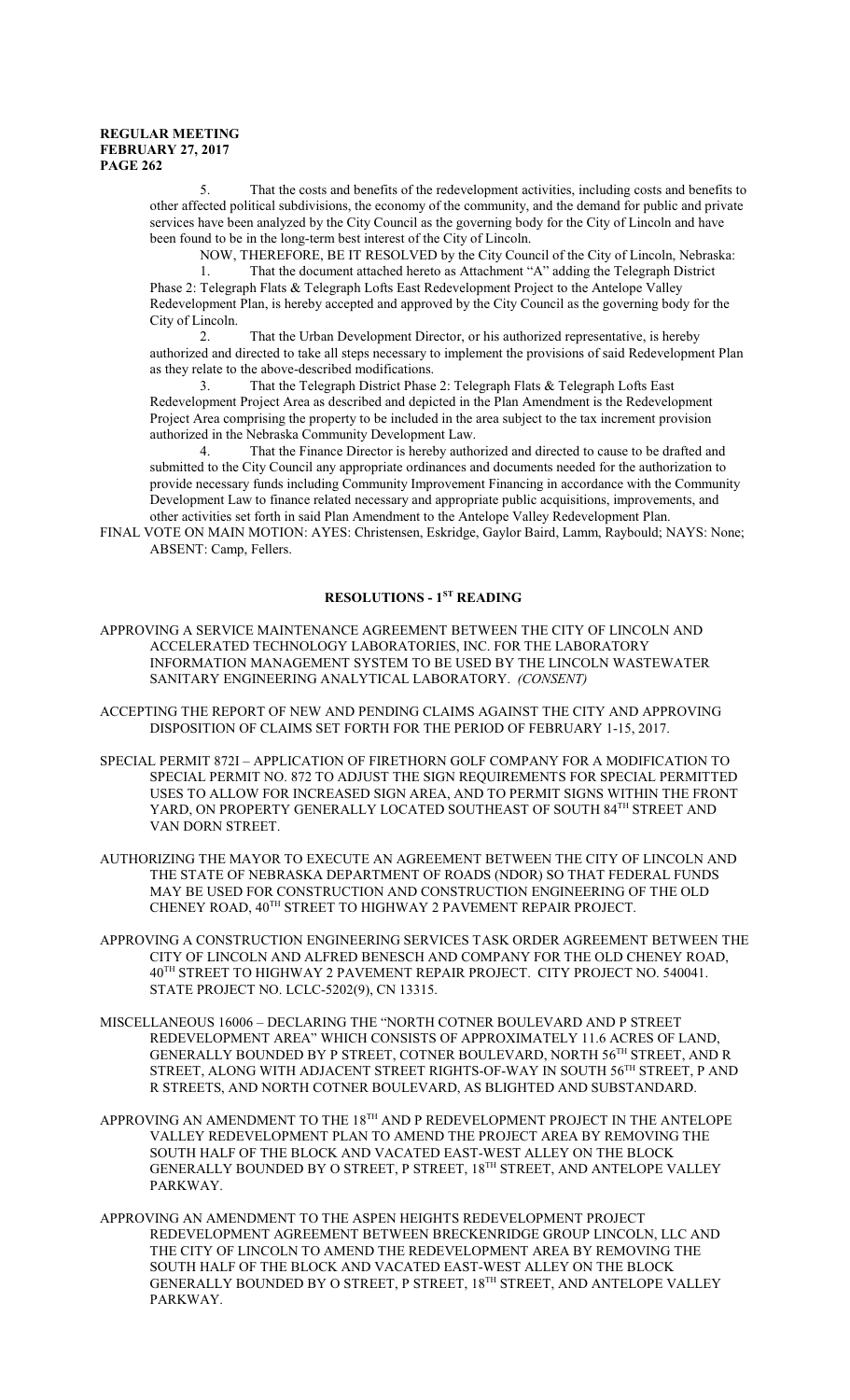5. That the costs and benefits of the redevelopment activities, including costs and benefits to other affected political subdivisions, the economy of the community, and the demand for public and private services have been analyzed by the City Council as the governing body for the City of Lincoln and have been found to be in the long-term best interest of the City of Lincoln.

NOW, THEREFORE, BE IT RESOLVED by the City Council of the City of Lincoln, Nebraska:

1. That the document attached hereto as Attachment "A" adding the Telegraph District Phase 2: Telegraph Flats & Telegraph Lofts East Redevelopment Project to the Antelope Valley Redevelopment Plan, is hereby accepted and approved by the City Council as the governing body for the City of Lincoln.

2. That the Urban Development Director, or his authorized representative, is hereby authorized and directed to take all steps necessary to implement the provisions of said Redevelopment Plan as they relate to the above-described modifications.

3. That the Telegraph District Phase 2: Telegraph Flats & Telegraph Lofts East Redevelopment Project Area as described and depicted in the Plan Amendment is the Redevelopment Project Area comprising the property to be included in the area subject to the tax increment provision authorized in the Nebraska Community Development Law.

4. That the Finance Director is hereby authorized and directed to cause to be drafted and submitted to the City Council any appropriate ordinances and documents needed for the authorization to provide necessary funds including Community Improvement Financing in accordance with the Community Development Law to finance related necessary and appropriate public acquisitions, improvements, and other activities set forth in said Plan Amendment to the Antelope Valley Redevelopment Plan.

FINAL VOTE ON MAIN MOTION: AYES: Christensen, Eskridge, Gaylor Baird, Lamm, Raybould; NAYS: None; ABSENT: Camp, Fellers.

## RESOLUTIONS - 1ST READING

APPROVING A SERVICE MAINTENANCE AGREEMENT BETWEEN THE CITY OF LINCOLN AND ACCELERATED TECHNOLOGY LABORATORIES, INC. FOR THE LABORATORY INFORMATION MANAGEMENT SYSTEM TO BE USED BY THE LINCOLN WASTEWATER SANITARY ENGINEERING ANALYTICAL LABORATORY. *(CONSENT)*

ACCEPTING THE REPORT OF NEW AND PENDING CLAIMS AGAINST THE CITY AND APPROVING DISPOSITION OF CLAIMS SET FORTH FOR THE PERIOD OF FEBRUARY 1-15, 2017.

SPECIAL PERMIT 872I – APPLICATION OF FIRETHORN GOLF COMPANY FOR A MODIFICATION TO SPECIAL PERMIT NO. 872 TO ADJUST THE SIGN REQUIREMENTS FOR SPECIAL PERMITTED USES TO ALLOW FOR INCREASED SIGN AREA, AND TO PERMIT SIGNS WITHIN THE FRONT YARD, ON PROPERTY GENERALLY LOCATED SOUTHEAST OF SOUTH 84TH STREET AND VAN DORN STREET.

AUTHORIZING THE MAYOR TO EXECUTE AN AGREEMENT BETWEEN THE CITY OF LINCOLN AND THE STATE OF NEBRASKA DEPARTMENT OF ROADS (NDOR) SO THAT FEDERAL FUNDS MAY BE USED FOR CONSTRUCTION AND CONSTRUCTION ENGINEERING OF THE OLD CHENEY ROAD, 40TH STREET TO HIGHWAY 2 PAVEMENT REPAIR PROJECT.

APPROVING A CONSTRUCTION ENGINEERING SERVICES TASK ORDER AGREEMENT BETWEEN THE CITY OF LINCOLN AND ALFRED BENESCH AND COMPANY FOR THE OLD CHENEY ROAD, 40TH STREET TO HIGHWAY 2 PAVEMENT REPAIR PROJECT. CITY PROJECT NO. 540041. STATE PROJECT NO. LCLC-5202(9), CN 13315.

MISCELLANEOUS 16006 – DECLARING THE "NORTH COTNER BOULEVARD AND P STREET REDEVELOPMENT AREA" WHICH CONSISTS OF APPROXIMATELY 11.6 ACRES OF LAND, GENERALLY BOUNDED BY P STREET, COTNER BOULEVARD, NORTH 56TH STREET, AND R STREET, ALONG WITH ADJACENT STREET RIGHTS-OF-WAY IN SOUTH 56TH STREET, P AND R STREETS, AND NORTH COTNER BOULEVARD, AS BLIGHTED AND SUBSTANDARD.

APPROVING AN AMENDMENT TO THE 18TH AND P REDEVELOPMENT PROJECT IN THE ANTELOPE VALLEY REDEVELOPMENT PLAN TO AMEND THE PROJECT AREA BY REMOVING THE SOUTH HALF OF THE BLOCK AND VACATED EAST-WEST ALLEY ON THE BLOCK GENERALLY BOUNDED BY O STREET, P STREET, 18TH STREET, AND ANTELOPE VALLEY PARKWAY.

APPROVING AN AMENDMENT TO THE ASPEN HEIGHTS REDEVELOPMENT PROJECT REDEVELOPMENT AGREEMENT BETWEEN BRECKENRIDGE GROUP LINCOLN, LLC AND THE CITY OF LINCOLN TO AMEND THE REDEVELOPMENT AREA BY REMOVING THE SOUTH HALF OF THE BLOCK AND VACATED EAST-WEST ALLEY ON THE BLOCK GENERALLY BOUNDED BY O STREET, P STREET, 18TH STREET, AND ANTELOPE VALLEY PARKWAY.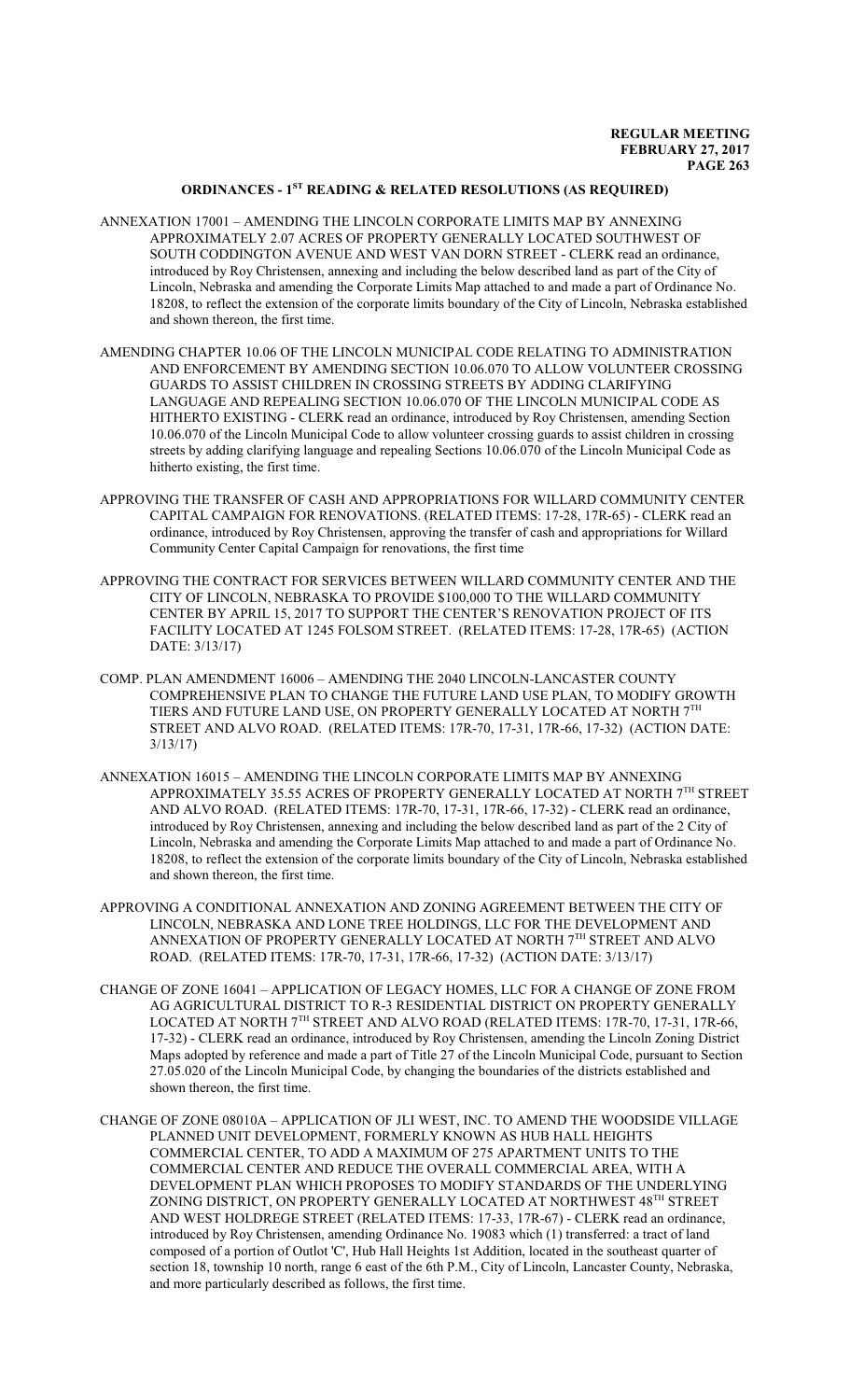## ORDINANCES - 1ST READING & RELATED RESOLUTIONS (AS REQUIRED)

ANNEXATION 17001 – AMENDING THE LINCOLN CORPORATE LIMITS MAP BY ANNEXING APPROXIMATELY 2.07 ACRES OF PROPERTY GENERALLY LOCATED SOUTHWEST OF SOUTH CODDINGTON AVENUE AND WEST VAN DORN STREET - CLERK read an ordinance, introduced by Roy Christensen, annexing and including the below described land as part of the City of Lincoln, Nebraska and amending the Corporate Limits Map attached to and made a part of Ordinance No. 18208, to reflect the extension of the corporate limits boundary of the City of Lincoln, Nebraska established and shown thereon, the first time.

AMENDING CHAPTER 10.06 OF THE LINCOLN MUNICIPAL CODE RELATING TO ADMINISTRATION AND ENFORCEMENT BY AMENDING SECTION 10.06.070 TO ALLOW VOLUNTEER CROSSING GUARDS TO ASSIST CHILDREN IN CROSSING STREETS BY ADDING CLARIFYING LANGUAGE AND REPEALING SECTION 10.06.070 OF THE LINCOLN MUNICIPAL CODE AS HITHERTO EXISTING - CLERK read an ordinance, introduced by Roy Christensen, amending Section 10.06.070 of the Lincoln Municipal Code to allow volunteer crossing guards to assist children in crossing streets by adding clarifying language and repealing Sections 10.06.070 of the Lincoln Municipal Code as hitherto existing, the first time.

APPROVING THE TRANSFER OF CASH AND APPROPRIATIONS FOR WILLARD COMMUNITY CENTER CAPITAL CAMPAIGN FOR RENOVATIONS. (RELATED ITEMS: 17-28, 17R-65) - CLERK read an ordinance, introduced by Roy Christensen, approving the transfer of cash and appropriations for Willard Community Center Capital Campaign for renovations, the first time

APPROVING THE CONTRACT FOR SERVICES BETWEEN WILLARD COMMUNITY CENTER AND THE CITY OF LINCOLN, NEBRASKA TO PROVIDE $100,000 TO THE WILLARD COMMUNITY CENTER BY APRIL 15, 2017 TO SUPPORT THE CENTER'S RENOVATION PROJECT OF ITS FACILITY LOCATED AT 1245 FOLSOM STREET. (RELATED ITEMS: 17-28, 17R-65) (ACTION DATE: 3/13/17)

COMP. PLAN AMENDMENT 16006 – AMENDING THE 2040 LINCOLN-LANCASTER COUNTY COMPREHENSIVE PLAN TO CHANGE THE FUTURE LAND USE PLAN, TO MODIFY GROWTH TIERS AND FUTURE LAND USE, ON PROPERTY GENERALLY LOCATED AT NORTH 7TH STREET AND ALVO ROAD. (RELATED ITEMS: 17R-70, 17-31, 17R-66, 17-32) (ACTION DATE: 3/13/17)

ANNEXATION 16015 – AMENDING THE LINCOLN CORPORATE LIMITS MAP BY ANNEXING APPROXIMATELY 35.55 ACRES OF PROPERTY GENERALLY LOCATED AT NORTH 7TH STREET AND ALVO ROAD. (RELATED ITEMS: 17R-70, 17-31, 17R-66, 17-32) - CLERK read an ordinance, introduced by Roy Christensen, annexing and including the below described land as part of the 2 City of Lincoln, Nebraska and amending the Corporate Limits Map attached to and made a part of Ordinance No. 18208, to reflect the extension of the corporate limits boundary of the City of Lincoln, Nebraska established and shown thereon, the first time.

APPROVING A CONDITIONAL ANNEXATION AND ZONING AGREEMENT BETWEEN THE CITY OF LINCOLN, NEBRASKA AND LONE TREE HOLDINGS, LLC FOR THE DEVELOPMENT AND ANNEXATION OF PROPERTY GENERALLY LOCATED AT NORTH 7TH STREET AND ALVO ROAD. (RELATED ITEMS: 17R-70, 17-31, 17R-66, 17-32) (ACTION DATE: 3/13/17)

CHANGE OF ZONE 16041 – APPLICATION OF LEGACY HOMES, LLC FOR A CHANGE OF ZONE FROM AG AGRICULTURAL DISTRICT TO R-3 RESIDENTIAL DISTRICT ON PROPERTY GENERALLY LOCATED AT NORTH 7TH STREET AND ALVO ROAD (RELATED ITEMS: 17R-70, 17-31, 17R-66, 17-32) - CLERK read an ordinance, introduced by Roy Christensen, amending the Lincoln Zoning District Maps adopted by reference and made a part of Title 27 of the Lincoln Municipal Code, pursuant to Section 27.05.020 of the Lincoln Municipal Code, by changing the boundaries of the districts established and shown thereon, the first time.

CHANGE OF ZONE 08010A – APPLICATION OF JLI WEST, INC. TO AMEND THE WOODSIDE VILLAGE PLANNED UNIT DEVELOPMENT, FORMERLY KNOWN AS HUB HALL HEIGHTS COMMERCIAL CENTER, TO ADD A MAXIMUM OF 275 APARTMENT UNITS TO THE COMMERCIAL CENTER AND REDUCE THE OVERALL COMMERCIAL AREA, WITH A DEVELOPMENT PLAN WHICH PROPOSES TO MODIFY STANDARDS OF THE UNDERLYING ZONING DISTRICT, ON PROPERTY GENERALLY LOCATED AT NORTHWEST 48TH STREET AND WEST HOLDREGE STREET (RELATED ITEMS: 17-33, 17R-67) - CLERK read an ordinance, introduced by Roy Christensen, amending Ordinance No. 19083 which (1) transferred: a tract of land composed of a portion of Outlot 'C', Hub Hall Heights 1st Addition, located in the southeast quarter of section 18, township 10 north, range 6 east of the 6th P.M., City of Lincoln, Lancaster County, Nebraska, and more particularly described as follows, the first time.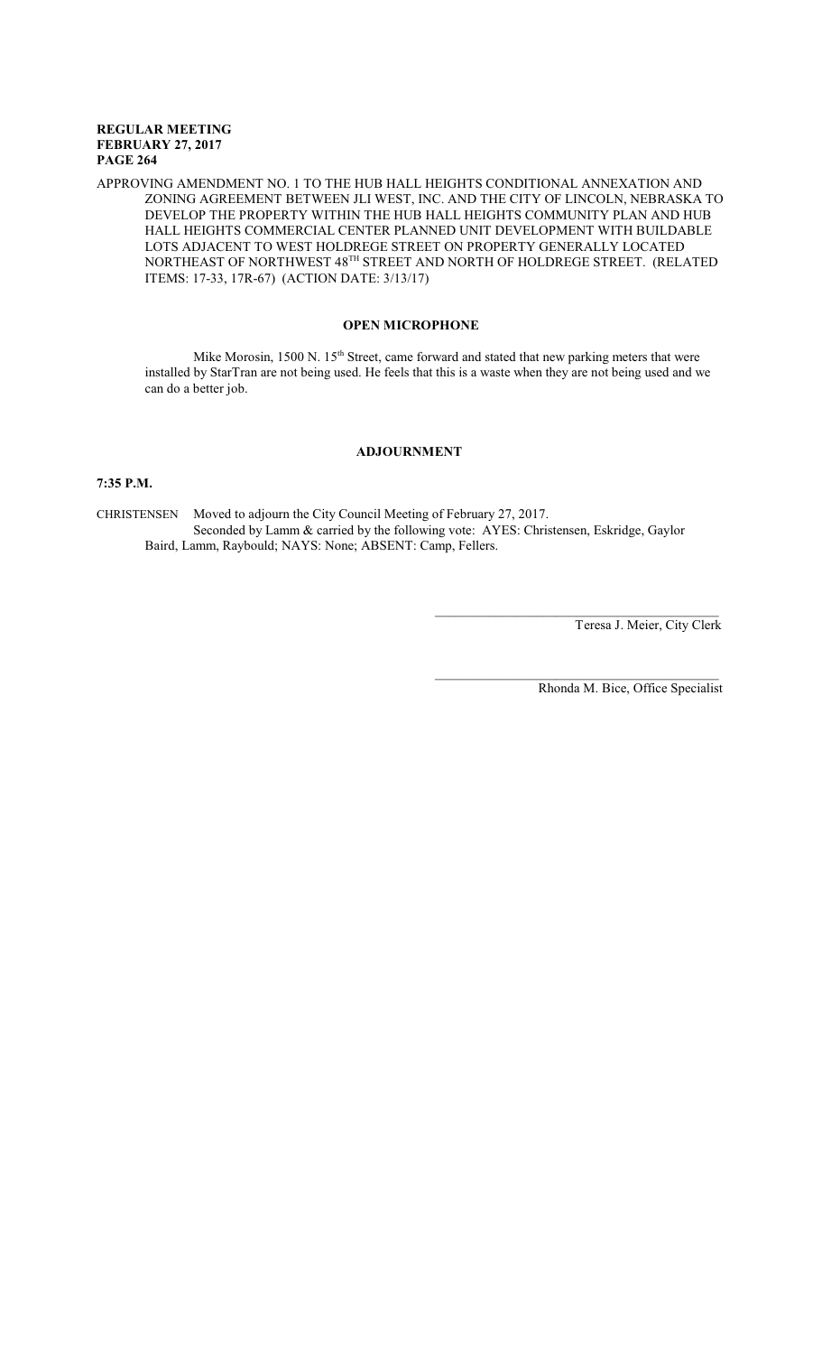APPROVING AMENDMENT NO. 1 TO THE HUB HALL HEIGHTS CONDITIONAL ANNEXATION AND ZONING AGREEMENT BETWEEN JLI WEST, INC. AND THE CITY OF LINCOLN, NEBRASKA TO DEVELOP THE PROPERTY WITHIN THE HUB HALL HEIGHTS COMMUNITY PLAN AND HUB HALL HEIGHTS COMMERCIAL CENTER PLANNED UNIT DEVELOPMENT WITH BUILDABLE LOTS ADJACENT TO WEST HOLDREGE STREET ON PROPERTY GENERALLY LOCATED NORTHEAST OF NORTHWEST 48TH STREET AND NORTH OF HOLDREGE STREET. (RELATED ITEMS: 17-33, 17R-67) (ACTION DATE: 3/13/17)

## OPEN MICROPHONE

Mike Morosin, 1500 N. 15th Street, came forward and stated that new parking meters that were installed by StarTran are not being used. He feels that this is a waste when they are not being used and we can do a better job.

## ADJOURNMENT

**7:35 P.M.**

CHRISTENSEN Moved to adjourn the City Council Meeting of February 27, 2017.
Seconded by Lamm & carried by the following vote: AYES: Christensen, Eskridge, Gaylor Baird, Lamm, Raybould; NAYS: None; ABSENT: Camp, Fellers.

\_\_\_\_\_\_\_\_\_\_\_\_\_\_\_\_\_\_\_\_\_\_\_\_\_\_\_\_\_\_\_\_\_\_\_\_
Teresa J. Meier, City Clerk

\_\_\_\_\_\_\_\_\_\_\_\_\_\_\_\_\_\_\_\_\_\_\_\_\_\_\_\_\_\_\_\_\_\_\_\_
Rhonda M. Bice, Office Specialist